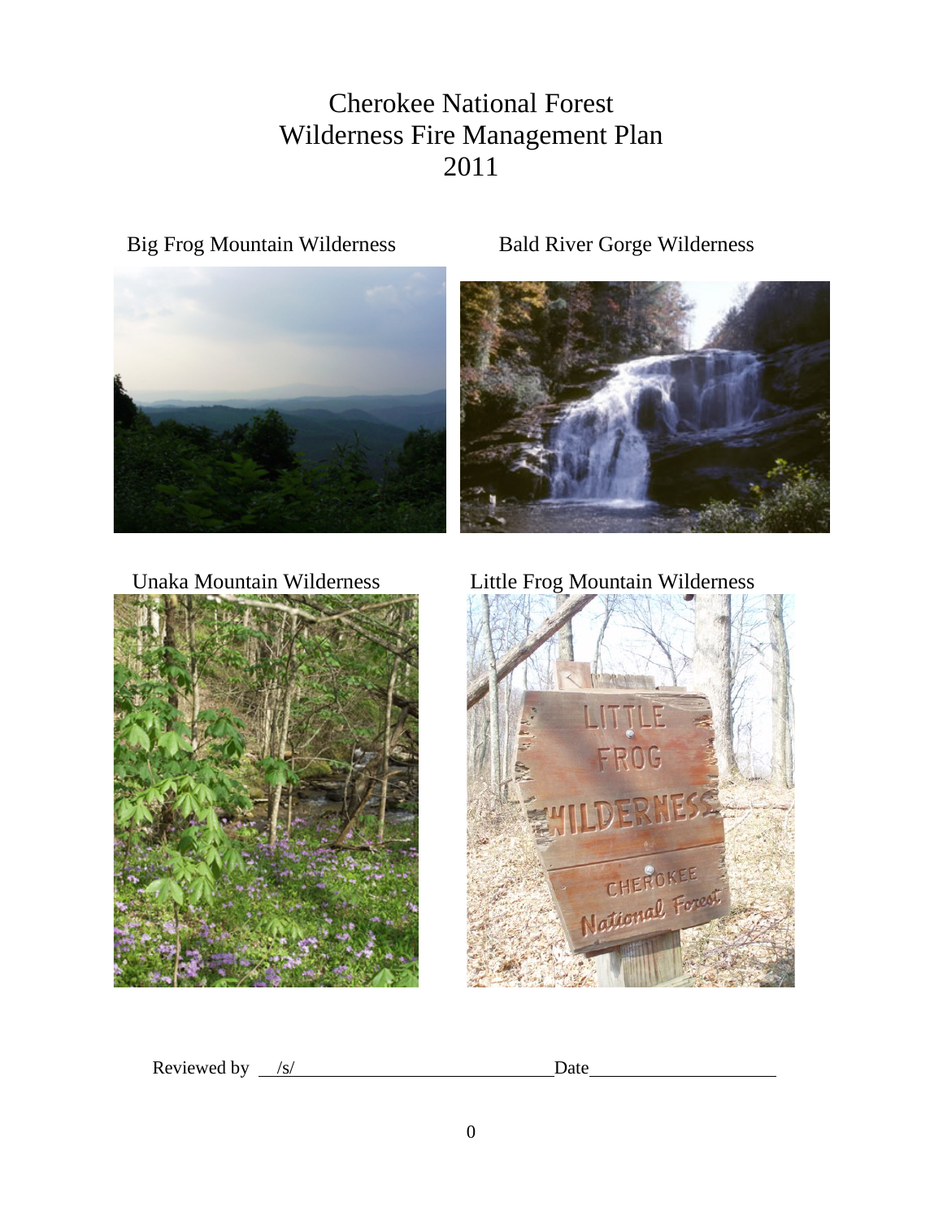# Cherokee National Forest
# Wilderness Fire Management Plan
# 2011

Big Frog Mountain Wilderness

Bald River Gorge Wilderness

Unaka Mountain Wilderness

Little Frog Mountain Wilderness

Reviewed by /s/ Date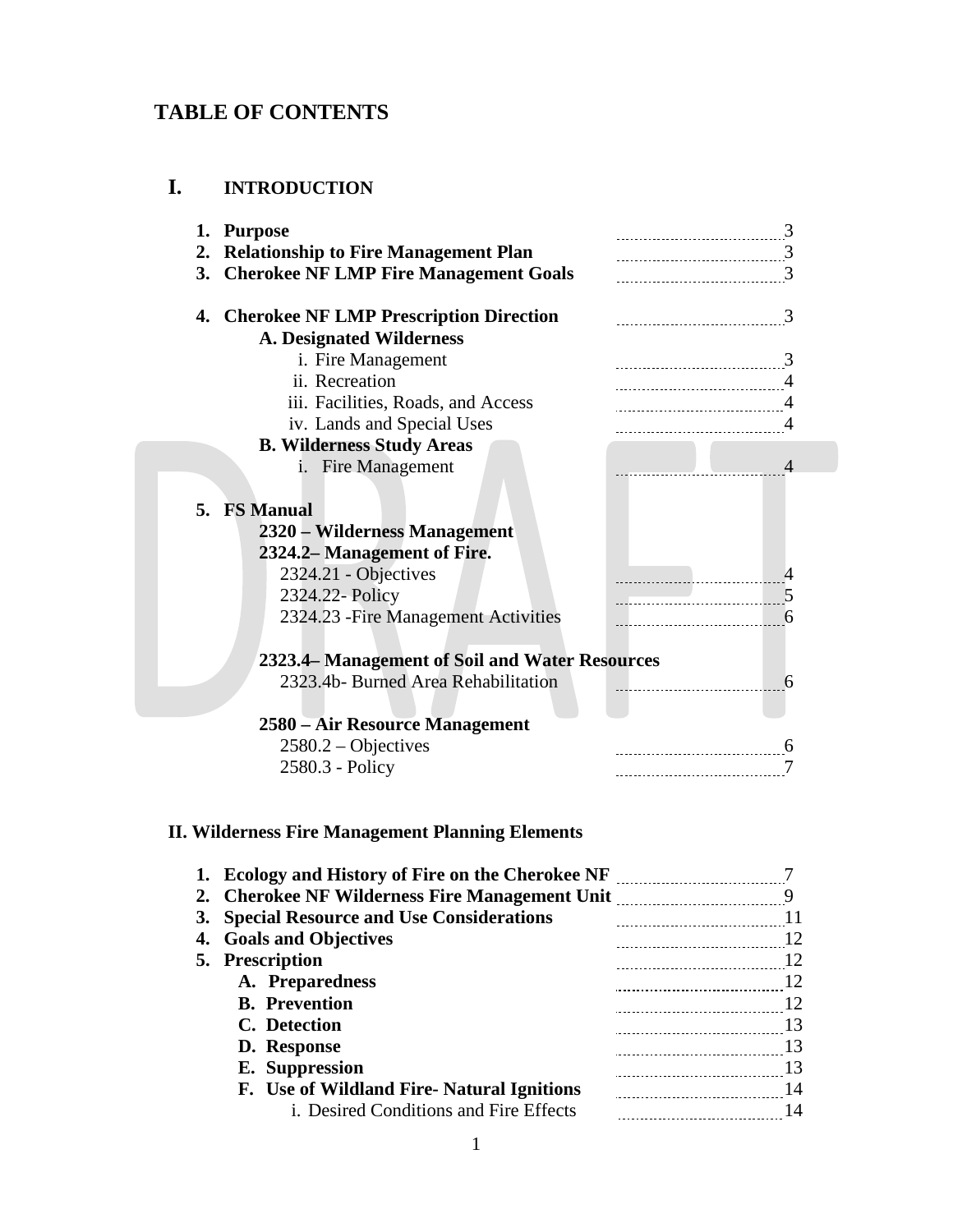# TABLE OF CONTENTS

## I. INTRODUCTION

1. **Purpose** ........ 3
2. **Relationship to Fire Management Plan** ........ 3
3. **Cherokee NF LMP Fire Management Goals** ........ 3

4. **Cherokee NF LMP Prescription Direction** ........ 3
   - **A. Designated Wilderness**
     - i. Fire Management ........ 3
     - ii. Recreation ........ 4
     - iii. Facilities, Roads, and Access ........ 4
     - iv. Lands and Special Uses ........ 4
   - **B. Wilderness Study Areas**
     - i. Fire Management ........ 4

5. **FS Manual**
   - **2320 – Wilderness Management**
   - **2324.2– Management of Fire.**
     - 2324.21 - Objectives ........ 4
     - 2324.22- Policy ........ 5
     - 2324.23 -Fire Management Activities ........ 6
   - **2323.4– Management of Soil and Water Resources**
     - 2323.4b- Burned Area Rehabilitation ........ 6
   - **2580 – Air Resource Management**
     - 2580.2 – Objectives ........ 6
     - 2580.3 - Policy ........ 7

## II. Wilderness Fire Management Planning Elements

1. **Ecology and History of Fire on the Cherokee NF** ........ 7
2. **Cherokee NF Wilderness Fire Management Unit** ........ 9
3. **Special Resource and Use Considerations** ........ 11
4. **Goals and Objectives** ........ 12
5. **Prescription** ........ 12
   - **A. Preparedness** ........ 12
   - **B. Prevention** ........ 12
   - **C. Detection** ........ 13
   - **D. Response** ........ 13
   - **E. Suppression** ........ 13
   - **F. Use of Wildland Fire- Natural Ignitions** ........ 14
     - i. Desired Conditions and Fire Effects ........ 14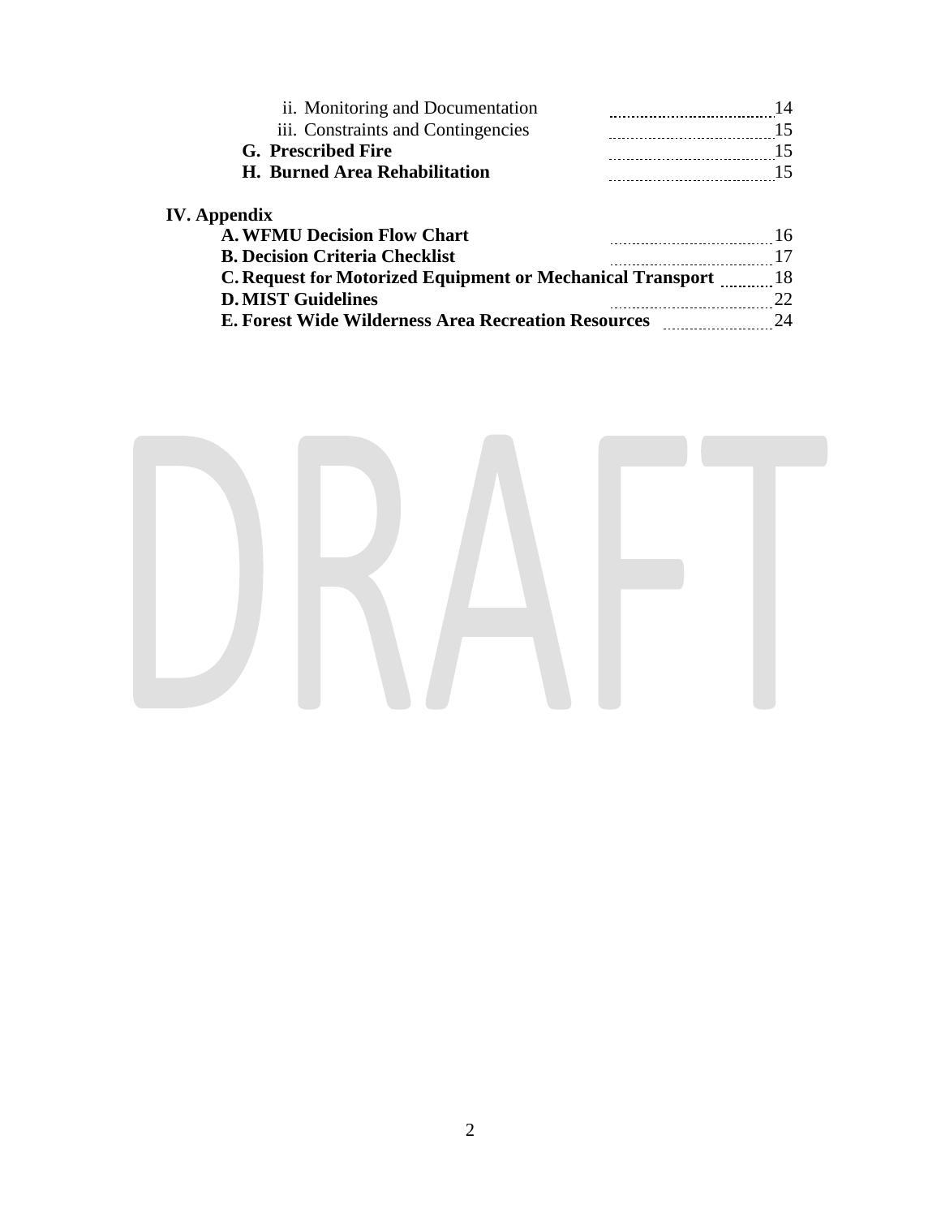ii. Monitoring and Documentation ........ 14
iii. Constraints and Contingencies ........ 15

**G. Prescribed Fire** ........ 15

**H. Burned Area Rehabilitation** ........ 15

**IV. Appendix**

**A. WFMU Decision Flow Chart** ........ 16

**B. Decision Criteria Checklist** ........ 17

**C. Request for Motorized Equipment or Mechanical Transport** ........ 18

**D. MIST Guidelines** ........ 22

**E. Forest Wide Wilderness Area Recreation Resources** ........ 24

DRAFT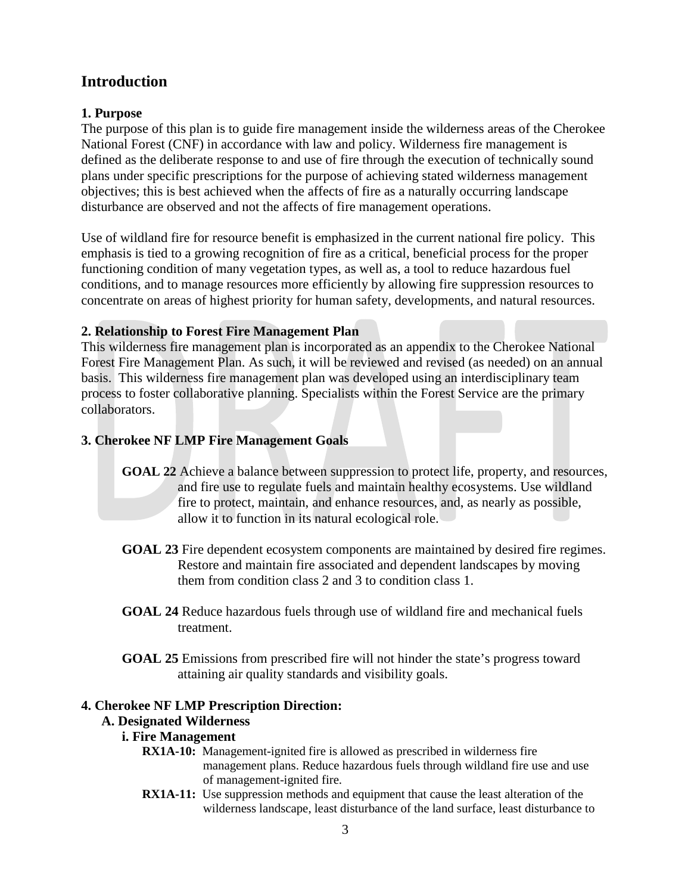## Introduction

### 1. Purpose

The purpose of this plan is to guide fire management inside the wilderness areas of the Cherokee National Forest (CNF) in accordance with law and policy. Wilderness fire management is defined as the deliberate response to and use of fire through the execution of technically sound plans under specific prescriptions for the purpose of achieving stated wilderness management objectives; this is best achieved when the affects of fire as a naturally occurring landscape disturbance are observed and not the affects of fire management operations.

Use of wildland fire for resource benefit is emphasized in the current national fire policy. This emphasis is tied to a growing recognition of fire as a critical, beneficial process for the proper functioning condition of many vegetation types, as well as, a tool to reduce hazardous fuel conditions, and to manage resources more efficiently by allowing fire suppression resources to concentrate on areas of highest priority for human safety, developments, and natural resources.

### 2. Relationship to Forest Fire Management Plan

This wilderness fire management plan is incorporated as an appendix to the Cherokee National Forest Fire Management Plan. As such, it will be reviewed and revised (as needed) on an annual basis. This wilderness fire management plan was developed using an interdisciplinary team process to foster collaborative planning. Specialists within the Forest Service are the primary collaborators.

### 3. Cherokee NF LMP Fire Management Goals

**GOAL 22** Achieve a balance between suppression to protect life, property, and resources, and fire use to regulate fuels and maintain healthy ecosystems. Use wildland fire to protect, maintain, and enhance resources, and, as nearly as possible, allow it to function in its natural ecological role.

**GOAL 23** Fire dependent ecosystem components are maintained by desired fire regimes. Restore and maintain fire associated and dependent landscapes by moving them from condition class 2 and 3 to condition class 1.

**GOAL 24** Reduce hazardous fuels through use of wildland fire and mechanical fuels treatment.

**GOAL 25** Emissions from prescribed fire will not hinder the state's progress toward attaining air quality standards and visibility goals.

### 4. Cherokee NF LMP Prescription Direction:

#### A. Designated Wilderness

##### i. Fire Management

**RX1A-10:** Management-ignited fire is allowed as prescribed in wilderness fire management plans. Reduce hazardous fuels through wildland fire use and use of management-ignited fire.

**RX1A-11:** Use suppression methods and equipment that cause the least alteration of the wilderness landscape, least disturbance of the land surface, least disturbance to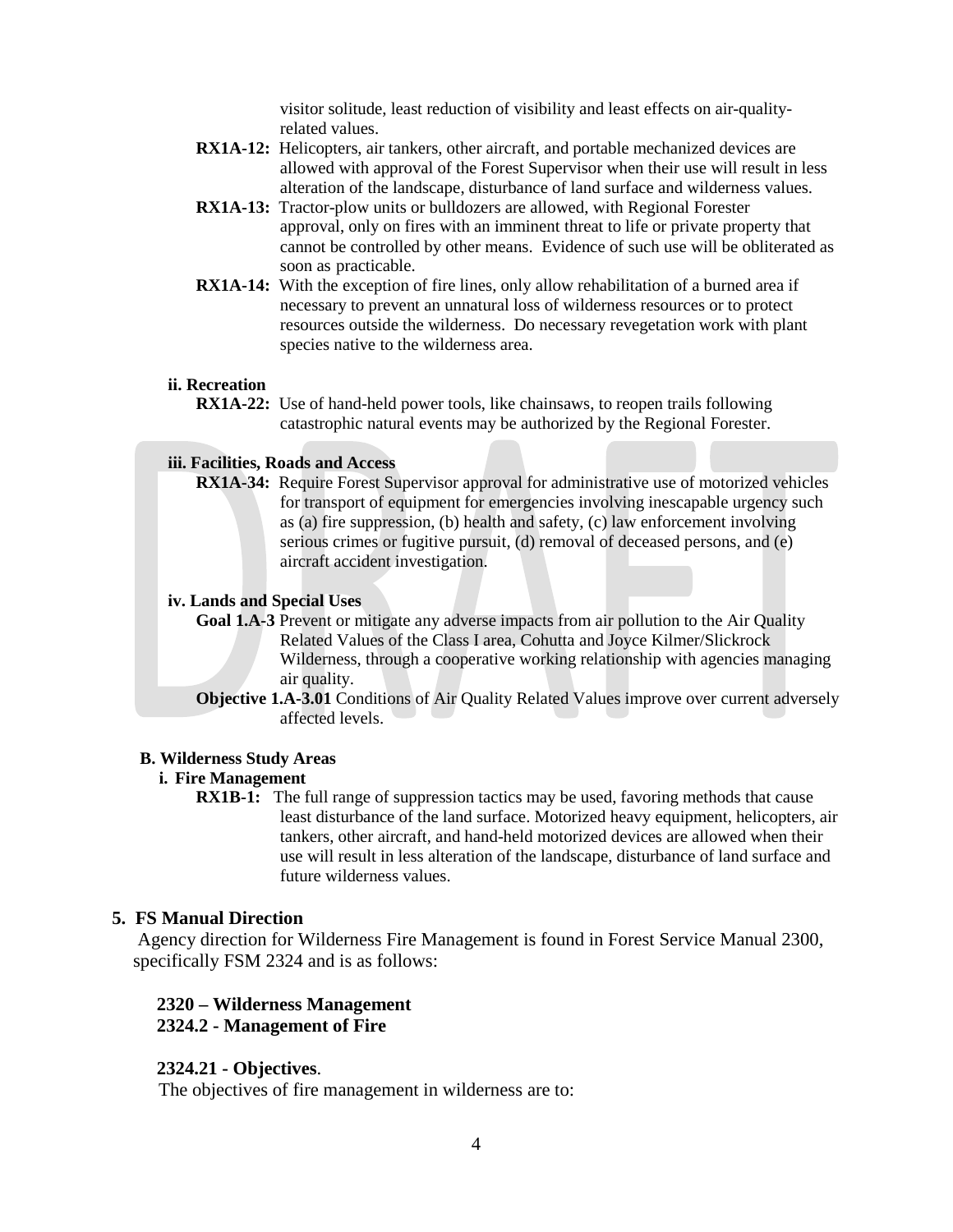visitor solitude, least reduction of visibility and least effects on air-quality-related values.

**RX1A-12:** Helicopters, air tankers, other aircraft, and portable mechanized devices are allowed with approval of the Forest Supervisor when their use will result in less alteration of the landscape, disturbance of land surface and wilderness values.

**RX1A-13:** Tractor-plow units or bulldozers are allowed, with Regional Forester approval, only on fires with an imminent threat to life or private property that cannot be controlled by other means. Evidence of such use will be obliterated as soon as practicable.

**RX1A-14:** With the exception of fire lines, only allow rehabilitation of a burned area if necessary to prevent an unnatural loss of wilderness resources or to protect resources outside the wilderness. Do necessary revegetation work with plant species native to the wilderness area.

**ii. Recreation**

**RX1A-22:** Use of hand-held power tools, like chainsaws, to reopen trails following catastrophic natural events may be authorized by the Regional Forester.

**iii. Facilities, Roads and Access**

**RX1A-34:** Require Forest Supervisor approval for administrative use of motorized vehicles for transport of equipment for emergencies involving inescapable urgency such as (a) fire suppression, (b) health and safety, (c) law enforcement involving serious crimes or fugitive pursuit, (d) removal of deceased persons, and (e) aircraft accident investigation.

**iv. Lands and Special Uses**

**Goal 1.A-3** Prevent or mitigate any adverse impacts from air pollution to the Air Quality Related Values of the Class I area, Cohutta and Joyce Kilmer/Slickrock Wilderness, through a cooperative working relationship with agencies managing air quality.

**Objective 1.A-3.01** Conditions of Air Quality Related Values improve over current adversely affected levels.

**B. Wilderness Study Areas**

**i. Fire Management**

**RX1B-1:** The full range of suppression tactics may be used, favoring methods that cause least disturbance of the land surface. Motorized heavy equipment, helicopters, air tankers, other aircraft, and hand-held motorized devices are allowed when their use will result in less alteration of the landscape, disturbance of land surface and future wilderness values.

## 5. FS Manual Direction

Agency direction for Wilderness Fire Management is found in Forest Service Manual 2300, specifically FSM 2324 and is as follows:

**2320 – Wilderness Management**
**2324.2 - Management of Fire**

**2324.21 - Objectives**.

The objectives of fire management in wilderness are to: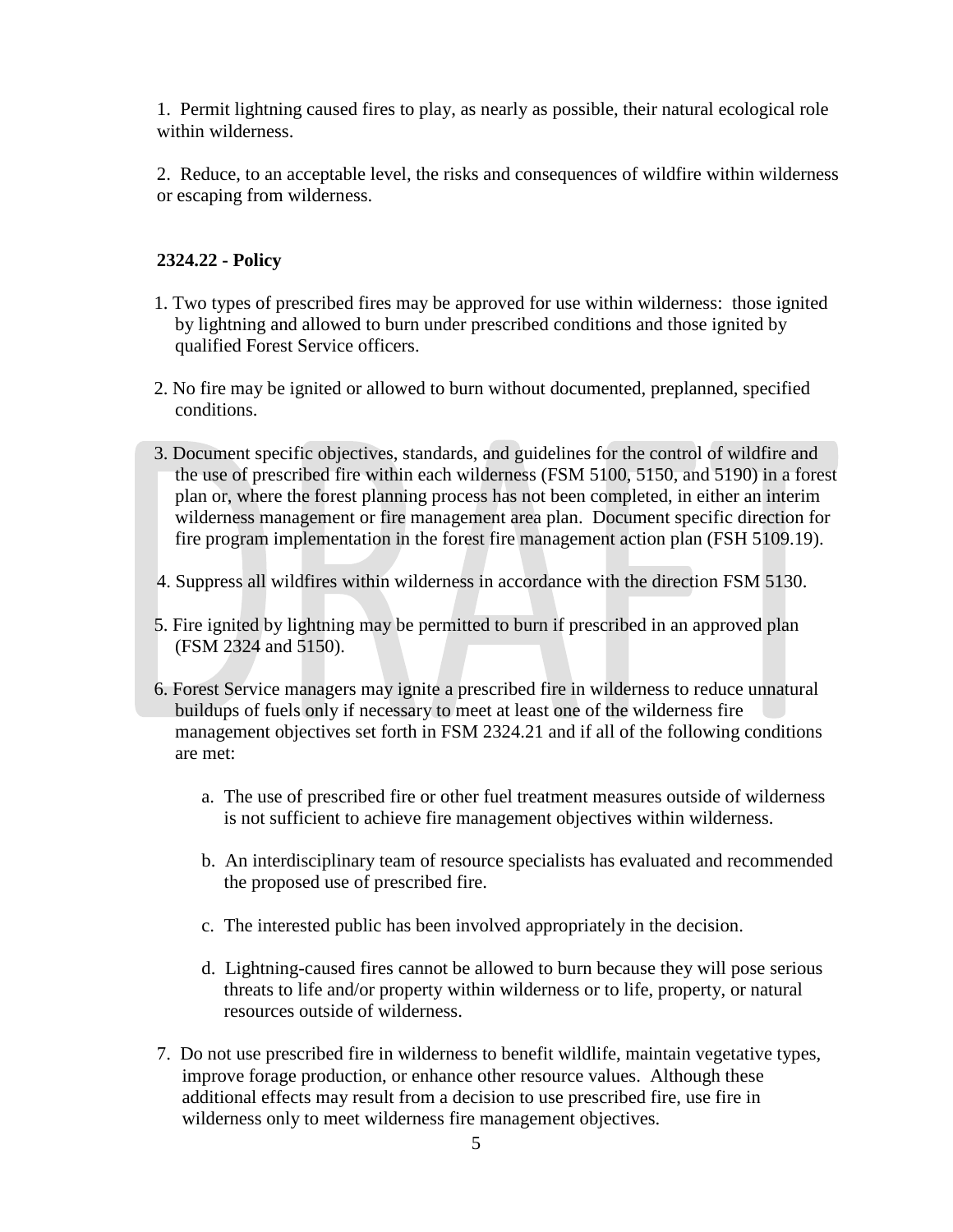1. Permit lightning caused fires to play, as nearly as possible, their natural ecological role within wilderness.

2. Reduce, to an acceptable level, the risks and consequences of wildfire within wilderness or escaping from wilderness.

**2324.22 - Policy**

1. Two types of prescribed fires may be approved for use within wilderness: those ignited by lightning and allowed to burn under prescribed conditions and those ignited by qualified Forest Service officers.

2. No fire may be ignited or allowed to burn without documented, preplanned, specified conditions.

3. Document specific objectives, standards, and guidelines for the control of wildfire and the use of prescribed fire within each wilderness (FSM 5100, 5150, and 5190) in a forest plan or, where the forest planning process has not been completed, in either an interim wilderness management or fire management area plan. Document specific direction for fire program implementation in the forest fire management action plan (FSH 5109.19).

4. Suppress all wildfires within wilderness in accordance with the direction FSM 5130.

5. Fire ignited by lightning may be permitted to burn if prescribed in an approved plan (FSM 2324 and 5150).

6. Forest Service managers may ignite a prescribed fire in wilderness to reduce unnatural buildups of fuels only if necessary to meet at least one of the wilderness fire management objectives set forth in FSM 2324.21 and if all of the following conditions are met:

   a. The use of prescribed fire or other fuel treatment measures outside of wilderness is not sufficient to achieve fire management objectives within wilderness.

   b. An interdisciplinary team of resource specialists has evaluated and recommended the proposed use of prescribed fire.

   c. The interested public has been involved appropriately in the decision.

   d. Lightning-caused fires cannot be allowed to burn because they will pose serious threats to life and/or property within wilderness or to life, property, or natural resources outside of wilderness.

7. Do not use prescribed fire in wilderness to benefit wildlife, maintain vegetative types, improve forage production, or enhance other resource values. Although these additional effects may result from a decision to use prescribed fire, use fire in wilderness only to meet wilderness fire management objectives.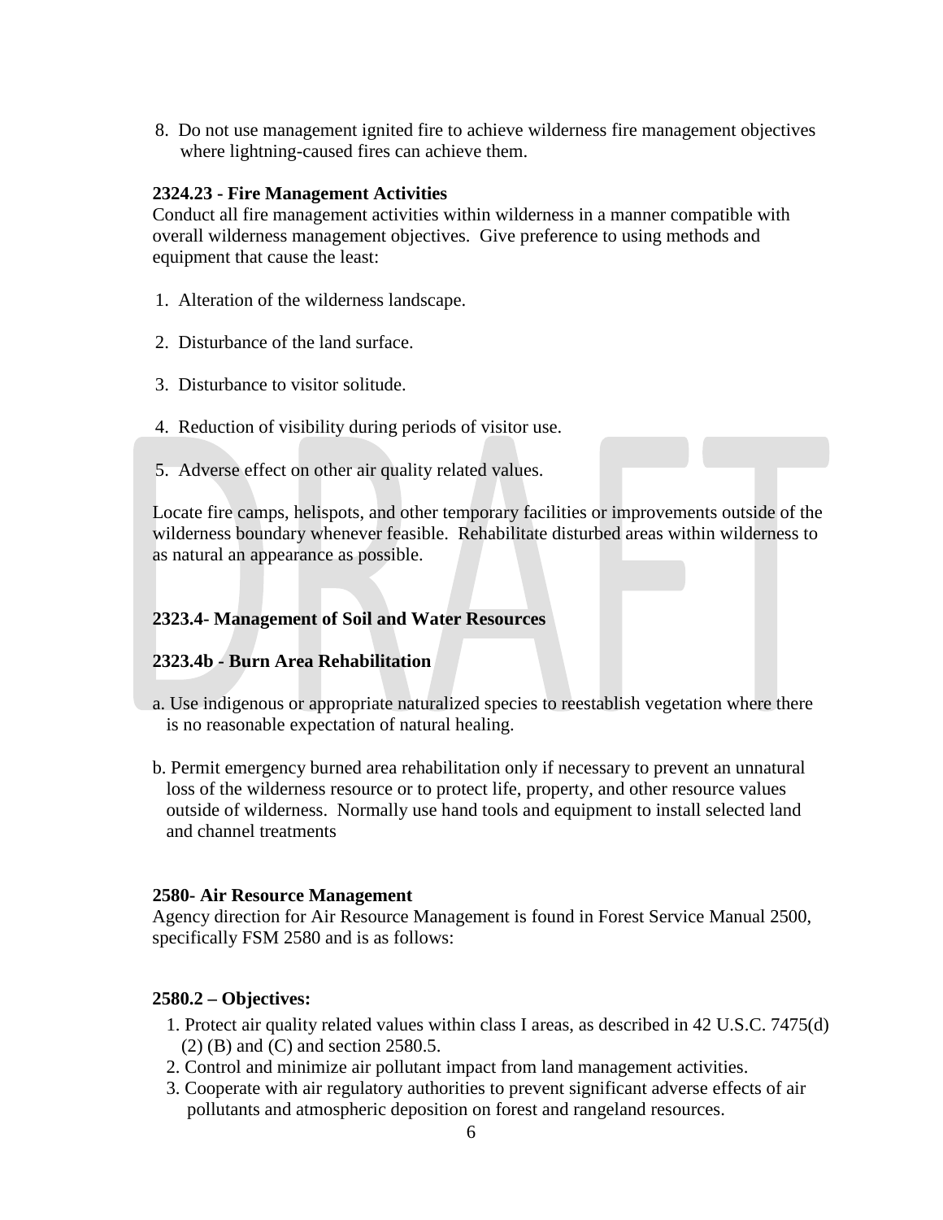8. Do not use management ignited fire to achieve wilderness fire management objectives where lightning-caused fires can achieve them.

**2324.23 - Fire Management Activities**

Conduct all fire management activities within wilderness in a manner compatible with overall wilderness management objectives. Give preference to using methods and equipment that cause the least:

1. Alteration of the wilderness landscape.
2. Disturbance of the land surface.
3. Disturbance to visitor solitude.
4. Reduction of visibility during periods of visitor use.
5. Adverse effect on other air quality related values.

Locate fire camps, helispots, and other temporary facilities or improvements outside of the wilderness boundary whenever feasible. Rehabilitate disturbed areas within wilderness to as natural an appearance as possible.

**2323.4- Management of Soil and Water Resources**

**2323.4b - Burn Area Rehabilitation**

a. Use indigenous or appropriate naturalized species to reestablish vegetation where there is no reasonable expectation of natural healing.

b. Permit emergency burned area rehabilitation only if necessary to prevent an unnatural loss of the wilderness resource or to protect life, property, and other resource values outside of wilderness. Normally use hand tools and equipment to install selected land and channel treatments

**2580- Air Resource Management**

Agency direction for Air Resource Management is found in Forest Service Manual 2500, specifically FSM 2580 and is as follows:

**2580.2 – Objectives:**

1. Protect air quality related values within class I areas, as described in 42 U.S.C. 7475(d) (2) (B) and (C) and section 2580.5.
2. Control and minimize air pollutant impact from land management activities.
3. Cooperate with air regulatory authorities to prevent significant adverse effects of air pollutants and atmospheric deposition on forest and rangeland resources.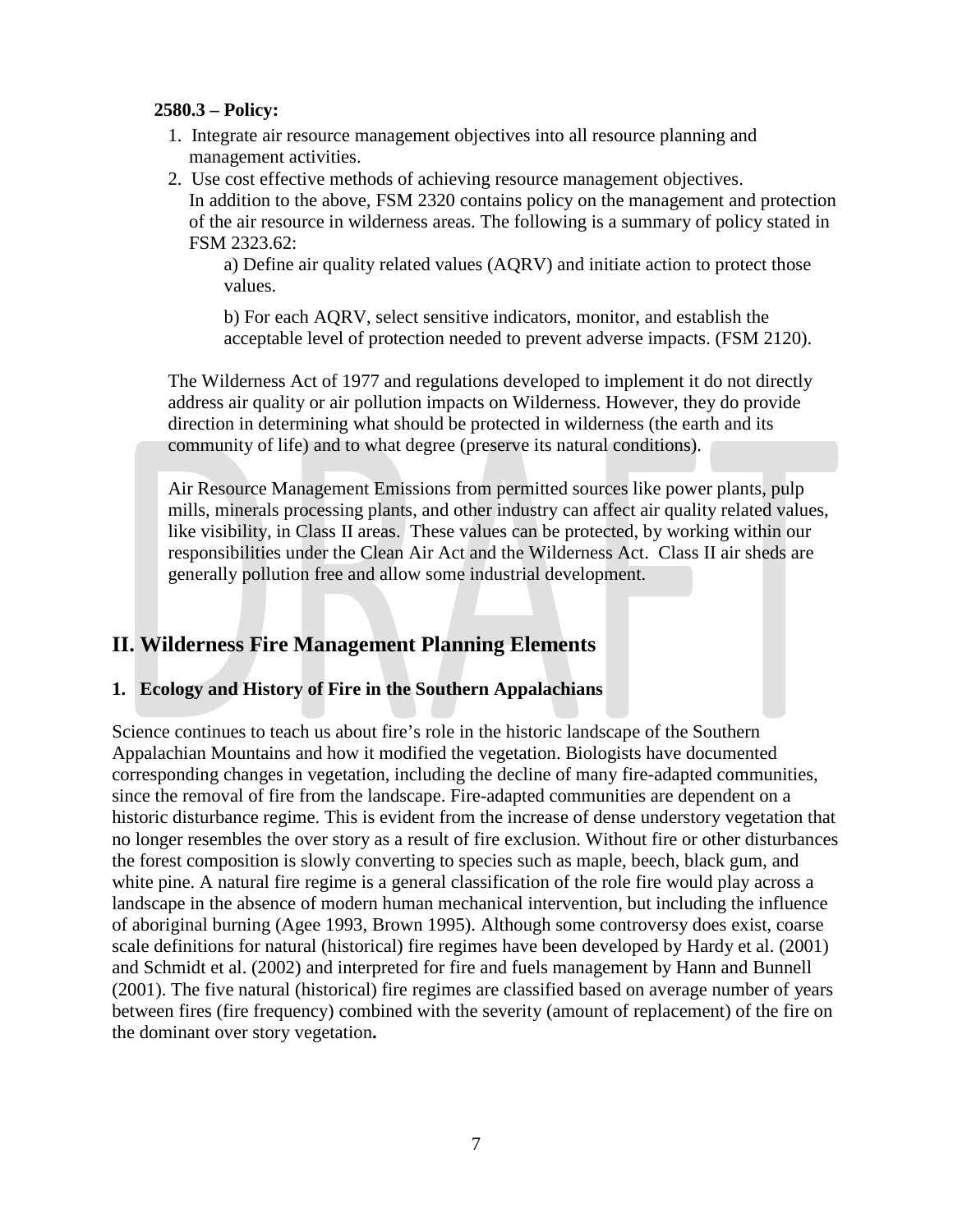**2580.3 – Policy:**

1. Integrate air resource management objectives into all resource planning and management activities.
2. Use cost effective methods of achieving resource management objectives.
   In addition to the above, FSM 2320 contains policy on the management and protection of the air resource in wilderness areas. The following is a summary of policy stated in FSM 2323.62:

   a) Define air quality related values (AQRV) and initiate action to protect those values.

   b) For each AQRV, select sensitive indicators, monitor, and establish the acceptable level of protection needed to prevent adverse impacts. (FSM 2120).

The Wilderness Act of 1977 and regulations developed to implement it do not directly address air quality or air pollution impacts on Wilderness. However, they do provide direction in determining what should be protected in wilderness (the earth and its community of life) and to what degree (preserve its natural conditions).

Air Resource Management Emissions from permitted sources like power plants, pulp mills, minerals processing plants, and other industry can affect air quality related values, like visibility, in Class II areas. These values can be protected, by working within our responsibilities under the Clean Air Act and the Wilderness Act. Class II air sheds are generally pollution free and allow some industrial development.

## II. Wilderness Fire Management Planning Elements

### 1. Ecology and History of Fire in the Southern Appalachians

Science continues to teach us about fire's role in the historic landscape of the Southern Appalachian Mountains and how it modified the vegetation. Biologists have documented corresponding changes in vegetation, including the decline of many fire-adapted communities, since the removal of fire from the landscape. Fire-adapted communities are dependent on a historic disturbance regime. This is evident from the increase of dense understory vegetation that no longer resembles the over story as a result of fire exclusion. Without fire or other disturbances the forest composition is slowly converting to species such as maple, beech, black gum, and white pine. A natural fire regime is a general classification of the role fire would play across a landscape in the absence of modern human mechanical intervention, but including the influence of aboriginal burning (Agee 1993, Brown 1995). Although some controversy does exist, coarse scale definitions for natural (historical) fire regimes have been developed by Hardy et al. (2001) and Schmidt et al. (2002) and interpreted for fire and fuels management by Hann and Bunnell (2001). The five natural (historical) fire regimes are classified based on average number of years between fires (fire frequency) combined with the severity (amount of replacement) of the fire on the dominant over story vegetation**.**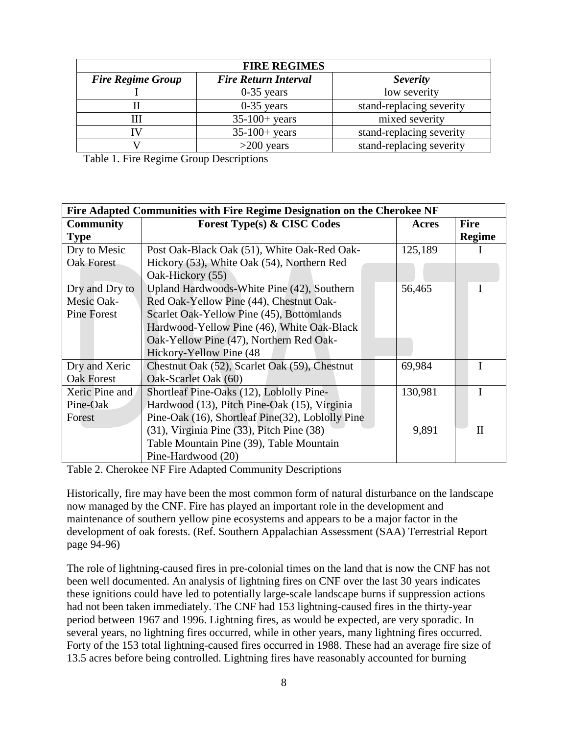| FIRE REGIMES | | |
|---|---|---|
| ***Fire Regime Group*** | ***Fire Return Interval*** | ***Severity*** |
| I | 0-35 years | low severity |
| II | 0-35 years | stand-replacing severity |
| III | 35-100+ years | mixed severity |
| IV | 35-100+ years | stand-replacing severity |
| V | >200 years | stand-replacing severity |

Table 1. Fire Regime Group Descriptions

| Fire Adapted Communities with Fire Regime Designation on the Cherokee NF | | | |
|---|---|---|---|
| **Community Type** | **Forest Type(s) & CISC Codes** | **Acres** | **Fire Regime** |
| Dry to Mesic Oak Forest | Post Oak-Black Oak (51), White Oak-Red Oak-Hickory (53), White Oak (54), Northern Red Oak-Hickory (55) | 125,189 | I |
| Dry and Dry to Mesic Oak-Pine Forest | Upland Hardwoods-White Pine (42), Southern Red Oak-Yellow Pine (44), Chestnut Oak-Scarlet Oak-Yellow Pine (45), Bottomlands Hardwood-Yellow Pine (46), White Oak-Black Oak-Yellow Pine (47), Northern Red Oak-Hickory-Yellow Pine (48 | 56,465 | I |
| Dry and Xeric Oak Forest | Chestnut Oak (52), Scarlet Oak (59), Chestnut Oak-Scarlet Oak (60) | 69,984 | I |
| Xeric Pine and Pine-Oak Forest | Shortleaf Pine-Oaks (12), Loblolly Pine-Hardwood (13), Pitch Pine-Oak (15), Virginia Pine-Oak (16), Shortleaf Pine(32), Loblolly Pine (31), Virginia Pine (33), Pitch Pine (38) | 130,981 | I |
| | Table Mountain Pine (39), Table Mountain Pine-Hardwood (20) | 9,891 | II |

Table 2. Cherokee NF Fire Adapted Community Descriptions

Historically, fire may have been the most common form of natural disturbance on the landscape now managed by the CNF. Fire has played an important role in the development and maintenance of southern yellow pine ecosystems and appears to be a major factor in the development of oak forests. (Ref. Southern Appalachian Assessment (SAA) Terrestrial Report page 94-96)

The role of lightning-caused fires in pre-colonial times on the land that is now the CNF has not been well documented. An analysis of lightning fires on CNF over the last 30 years indicates these ignitions could have led to potentially large-scale landscape burns if suppression actions had not been taken immediately. The CNF had 153 lightning-caused fires in the thirty-year period between 1967 and 1996. Lightning fires, as would be expected, are very sporadic. In several years, no lightning fires occurred, while in other years, many lightning fires occurred. Forty of the 153 total lightning-caused fires occurred in 1988. These had an average fire size of 13.5 acres before being controlled. Lightning fires have reasonably accounted for burning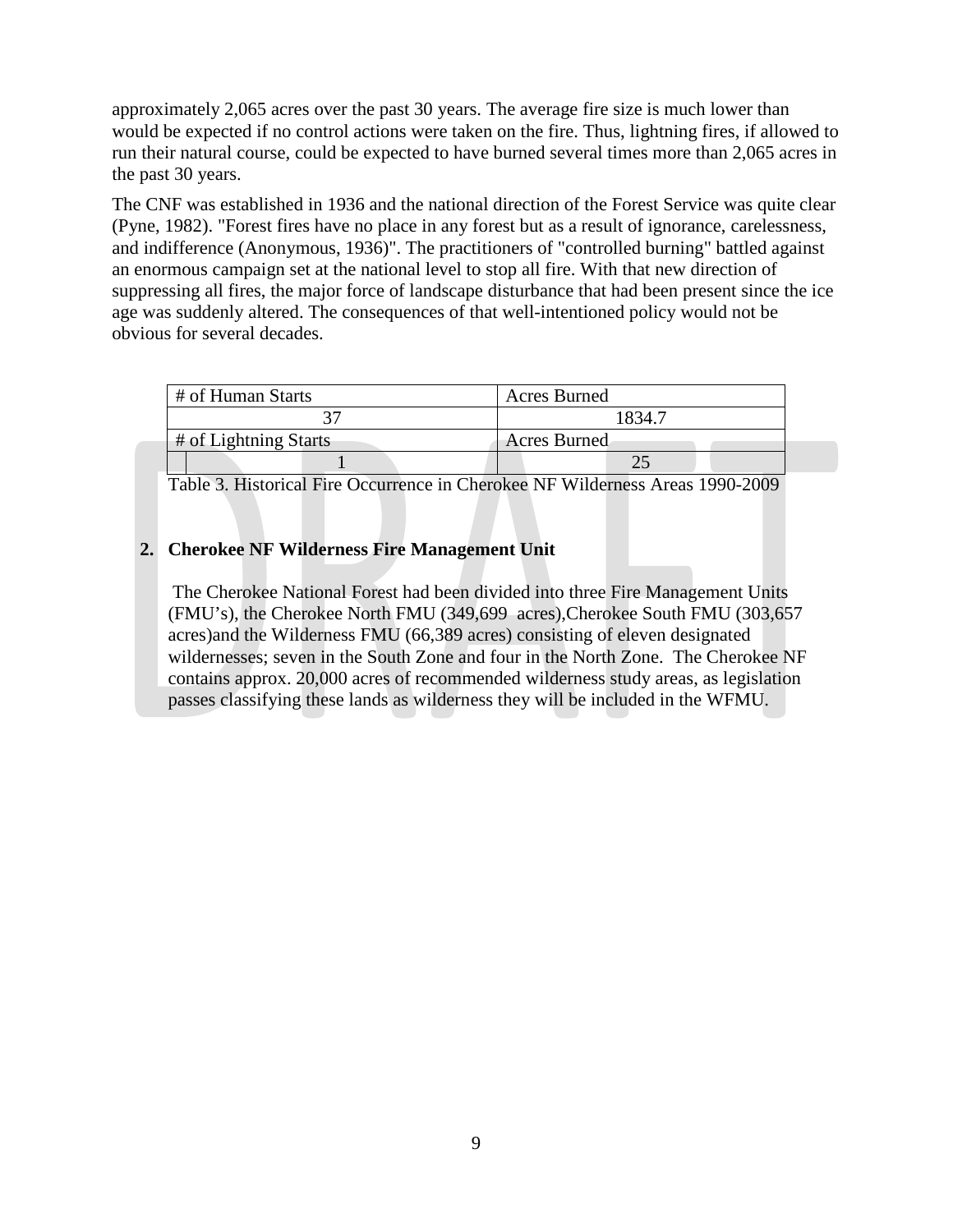approximately 2,065 acres over the past 30 years. The average fire size is much lower than would be expected if no control actions were taken on the fire. Thus, lightning fires, if allowed to run their natural course, could be expected to have burned several times more than 2,065 acres in the past 30 years.

The CNF was established in 1936 and the national direction of the Forest Service was quite clear (Pyne, 1982). "Forest fires have no place in any forest but as a result of ignorance, carelessness, and indifference (Anonymous, 1936)". The practitioners of "controlled burning" battled against an enormous campaign set at the national level to stop all fire. With that new direction of suppressing all fires, the major force of landscape disturbance that had been present since the ice age was suddenly altered. The consequences of that well-intentioned policy would not be obvious for several decades.

| # of Human Starts | Acres Burned |
|---|---|
| 37 | 1834.7 |
| # of Lightning Starts | Acres Burned |
| 1 | 25 |

Table 3. Historical Fire Occurrence in Cherokee NF Wilderness Areas 1990-2009

**2. Cherokee NF Wilderness Fire Management Unit**

The Cherokee National Forest had been divided into three Fire Management Units (FMU's), the Cherokee North FMU (349,699 acres),Cherokee South FMU (303,657 acres)and the Wilderness FMU (66,389 acres) consisting of eleven designated wildernesses; seven in the South Zone and four in the North Zone. The Cherokee NF contains approx. 20,000 acres of recommended wilderness study areas, as legislation passes classifying these lands as wilderness they will be included in the WFMU.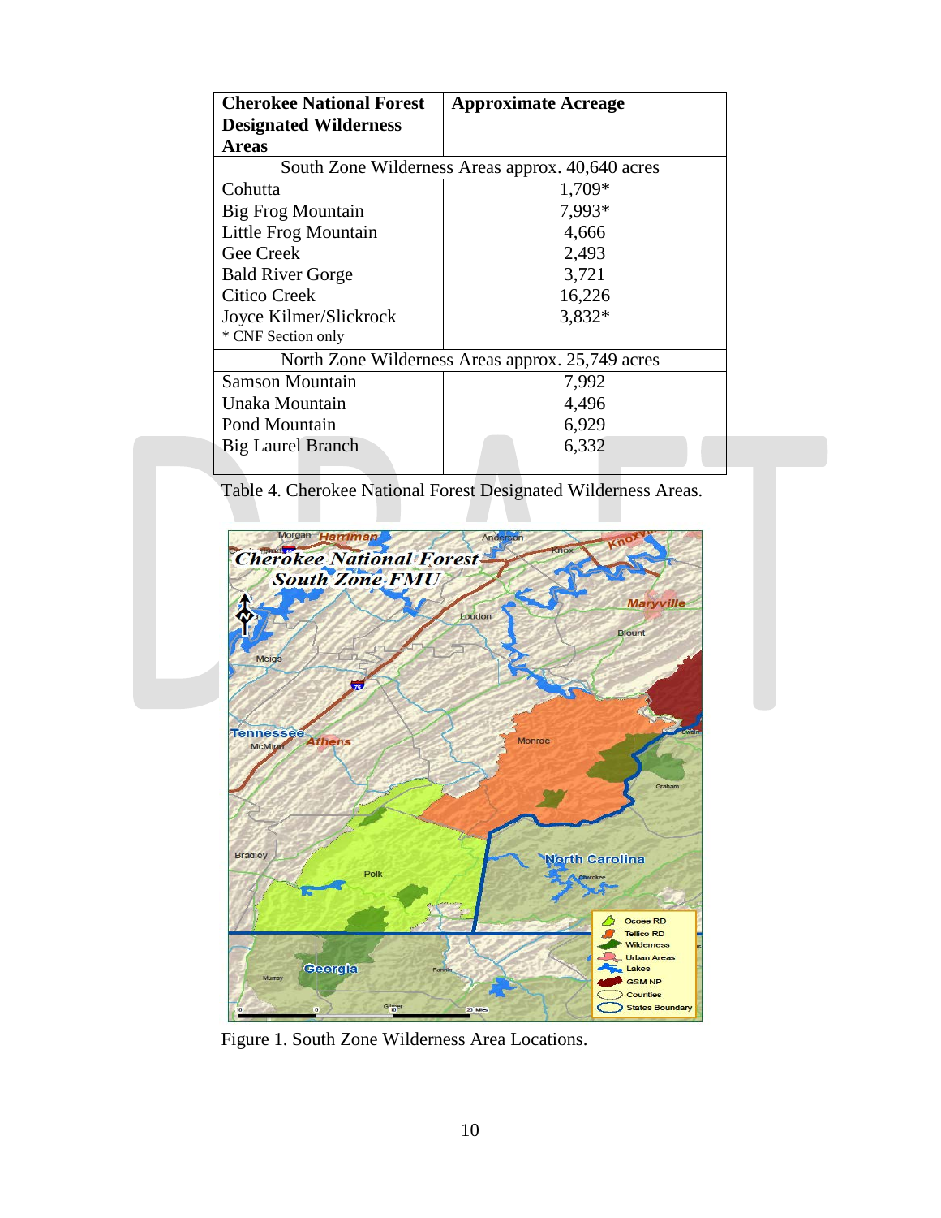| Cherokee National Forest Designated Wilderness Areas | Approximate Acreage |
| --- | --- |
| South Zone Wilderness Areas approx. 40,640 acres | |
| Cohutta | 1,709* |
| Big Frog Mountain | 7,993* |
| Little Frog Mountain | 4,666 |
| Gee Creek | 2,493 |
| Bald River Gorge | 3,721 |
| Citico Creek | 16,226 |
| Joyce Kilmer/Slickrock<br>* CNF Section only | 3,832* |
| North Zone Wilderness Areas approx. 25,749 acres | |
| Samson Mountain | 7,992 |
| Unaka Mountain | 4,496 |
| Pond Mountain | 6,929 |
| Big Laurel Branch | 6,332 |

Table 4. Cherokee National Forest Designated Wilderness Areas.

Cherokee National Forest
South Zone FMU

Morgan
Harriman
Anderson
Knox
Knoxville
Loudon
Maryville
Blount
Meigs
Tennessee
McMinn
Athens
Monroe
Swain
Graham
Bradley
Polk
North Carolina
Cherokee
Georgia
Murray
Fannin
Gilmer

Ocoee RD
Tellico RD
Wilderness
Urban Areas
Lakes
GSM NP
Counties
States Boundary

10 0 10 20 Miles

Figure 1. South Zone Wilderness Area Locations.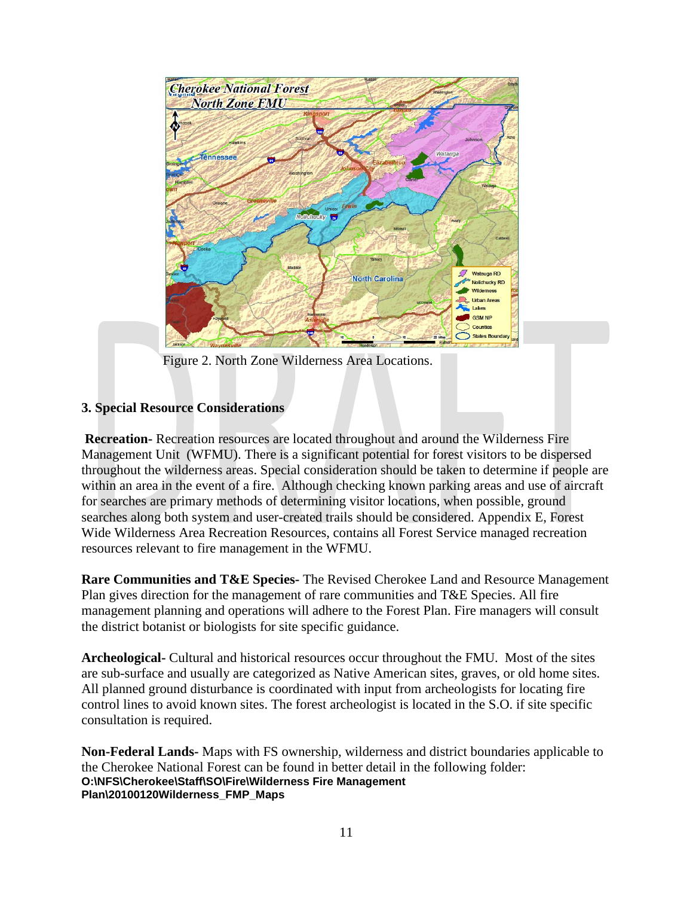Figure 2. North Zone Wilderness Area Locations.

## 3. Special Resource Considerations

**Recreation-** Recreation resources are located throughout and around the Wilderness Fire Management Unit (WFMU). There is a significant potential for forest visitors to be dispersed throughout the wilderness areas. Special consideration should be taken to determine if people are within an area in the event of a fire. Although checking known parking areas and use of aircraft for searches are primary methods of determining visitor locations, when possible, ground searches along both system and user-created trails should be considered. Appendix E, Forest Wide Wilderness Area Recreation Resources, contains all Forest Service managed recreation resources relevant to fire management in the WFMU.

**Rare Communities and T&E Species-** The Revised Cherokee Land and Resource Management Plan gives direction for the management of rare communities and T&E Species. All fire management planning and operations will adhere to the Forest Plan. Fire managers will consult the district botanist or biologists for site specific guidance.

**Archeological-** Cultural and historical resources occur throughout the FMU. Most of the sites are sub-surface and usually are categorized as Native American sites, graves, or old home sites. All planned ground disturbance is coordinated with input from archeologists for locating fire control lines to avoid known sites. The forest archeologist is located in the S.O. if site specific consultation is required.

**Non-Federal Lands-** Maps with FS ownership, wilderness and district boundaries applicable to the Cherokee National Forest can be found in better detail in the following folder:
**O:\NFS\Cherokee\Staff\SO\Fire\Wilderness Fire Management Plan\20100120Wilderness_FMP_Maps**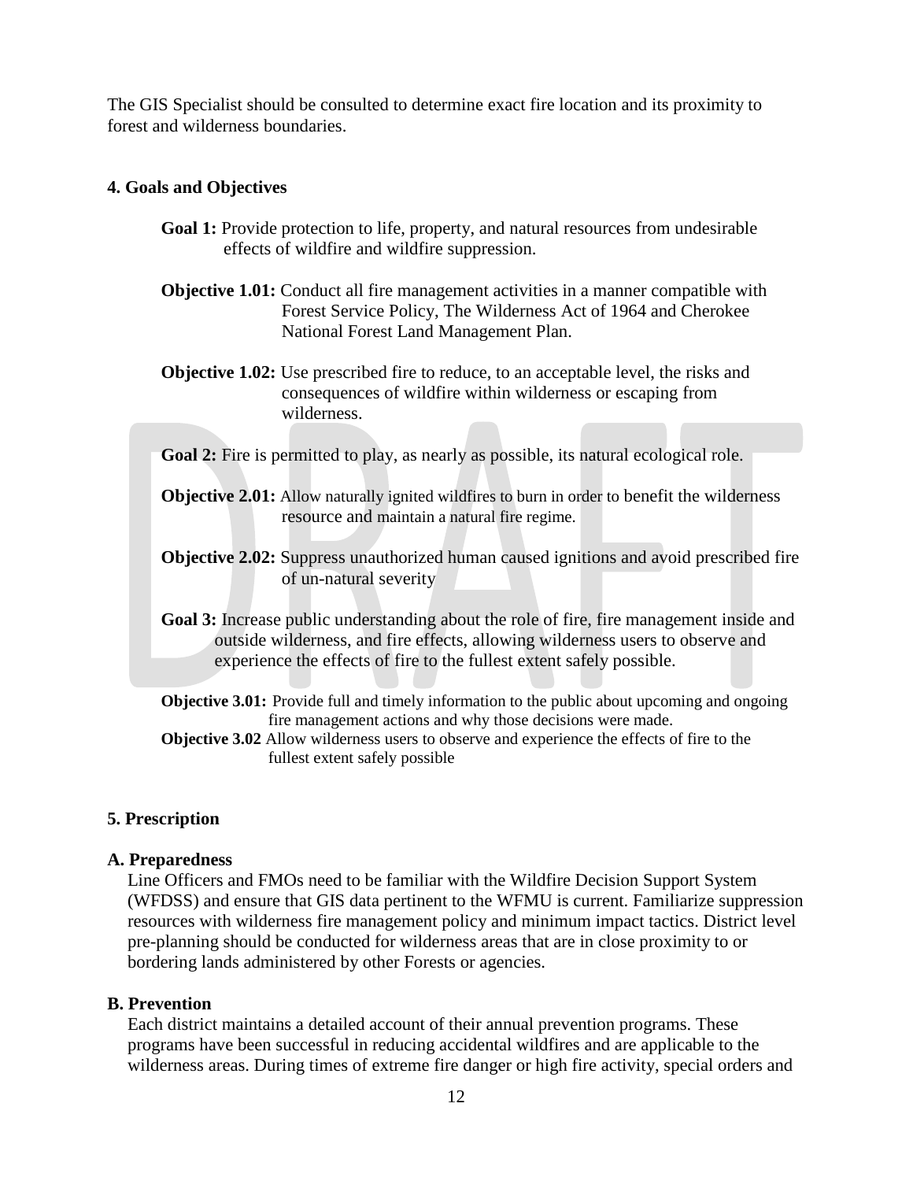The GIS Specialist should be consulted to determine exact fire location and its proximity to forest and wilderness boundaries.

## 4. Goals and Objectives

**Goal 1:** Provide protection to life, property, and natural resources from undesirable effects of wildfire and wildfire suppression.

**Objective 1.01:** Conduct all fire management activities in a manner compatible with Forest Service Policy, The Wilderness Act of 1964 and Cherokee National Forest Land Management Plan.

**Objective 1.02:** Use prescribed fire to reduce, to an acceptable level, the risks and consequences of wildfire within wilderness or escaping from wilderness.

**Goal 2:** Fire is permitted to play, as nearly as possible, its natural ecological role.

**Objective 2.01:** Allow naturally ignited wildfires to burn in order to benefit the wilderness resource and maintain a natural fire regime.

**Objective 2.02:** Suppress unauthorized human caused ignitions and avoid prescribed fire of un-natural severity

**Goal 3:** Increase public understanding about the role of fire, fire management inside and outside wilderness, and fire effects, allowing wilderness users to observe and experience the effects of fire to the fullest extent safely possible.

**Objective 3.01:** Provide full and timely information to the public about upcoming and ongoing fire management actions and why those decisions were made.

**Objective 3.02** Allow wilderness users to observe and experience the effects of fire to the fullest extent safely possible

## 5. Prescription

### A. Preparedness

Line Officers and FMOs need to be familiar with the Wildfire Decision Support System (WFDSS) and ensure that GIS data pertinent to the WFMU is current. Familiarize suppression resources with wilderness fire management policy and minimum impact tactics. District level pre-planning should be conducted for wilderness areas that are in close proximity to or bordering lands administered by other Forests or agencies.

### B. Prevention

Each district maintains a detailed account of their annual prevention programs. These programs have been successful in reducing accidental wildfires and are applicable to the wilderness areas. During times of extreme fire danger or high fire activity, special orders and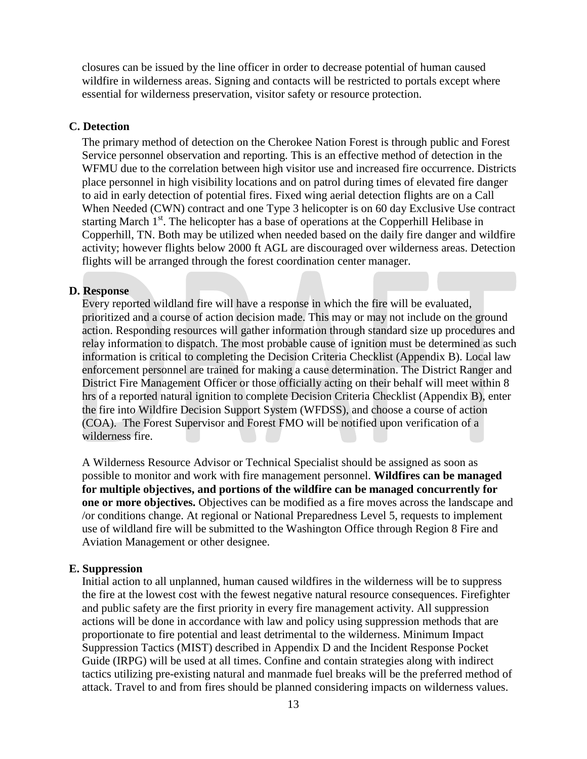closures can be issued by the line officer in order to decrease potential of human caused wildfire in wilderness areas. Signing and contacts will be restricted to portals except where essential for wilderness preservation, visitor safety or resource protection.

### C. Detection

The primary method of detection on the Cherokee Nation Forest is through public and Forest Service personnel observation and reporting. This is an effective method of detection in the WFMU due to the correlation between high visitor use and increased fire occurrence. Districts place personnel in high visibility locations and on patrol during times of elevated fire danger to aid in early detection of potential fires. Fixed wing aerial detection flights are on a Call When Needed (CWN) contract and one Type 3 helicopter is on 60 day Exclusive Use contract starting March 1st. The helicopter has a base of operations at the Copperhill Helibase in Copperhill, TN. Both may be utilized when needed based on the daily fire danger and wildfire activity; however flights below 2000 ft AGL are discouraged over wilderness areas. Detection flights will be arranged through the forest coordination center manager.

### D. Response

Every reported wildland fire will have a response in which the fire will be evaluated, prioritized and a course of action decision made. This may or may not include on the ground action. Responding resources will gather information through standard size up procedures and relay information to dispatch. The most probable cause of ignition must be determined as such information is critical to completing the Decision Criteria Checklist (Appendix B). Local law enforcement personnel are trained for making a cause determination. The District Ranger and District Fire Management Officer or those officially acting on their behalf will meet within 8 hrs of a reported natural ignition to complete Decision Criteria Checklist (Appendix B), enter the fire into Wildfire Decision Support System (WFDSS), and choose a course of action (COA). The Forest Supervisor and Forest FMO will be notified upon verification of a wilderness fire.

A Wilderness Resource Advisor or Technical Specialist should be assigned as soon as possible to monitor and work with fire management personnel. **Wildfires can be managed for multiple objectives, and portions of the wildfire can be managed concurrently for one or more objectives.** Objectives can be modified as a fire moves across the landscape and /or conditions change. At regional or National Preparedness Level 5, requests to implement use of wildland fire will be submitted to the Washington Office through Region 8 Fire and Aviation Management or other designee.

### E. Suppression

Initial action to all unplanned, human caused wildfires in the wilderness will be to suppress the fire at the lowest cost with the fewest negative natural resource consequences. Firefighter and public safety are the first priority in every fire management activity. All suppression actions will be done in accordance with law and policy using suppression methods that are proportionate to fire potential and least detrimental to the wilderness. Minimum Impact Suppression Tactics (MIST) described in Appendix D and the Incident Response Pocket Guide (IRPG) will be used at all times. Confine and contain strategies along with indirect tactics utilizing pre-existing natural and manmade fuel breaks will be the preferred method of attack. Travel to and from fires should be planned considering impacts on wilderness values.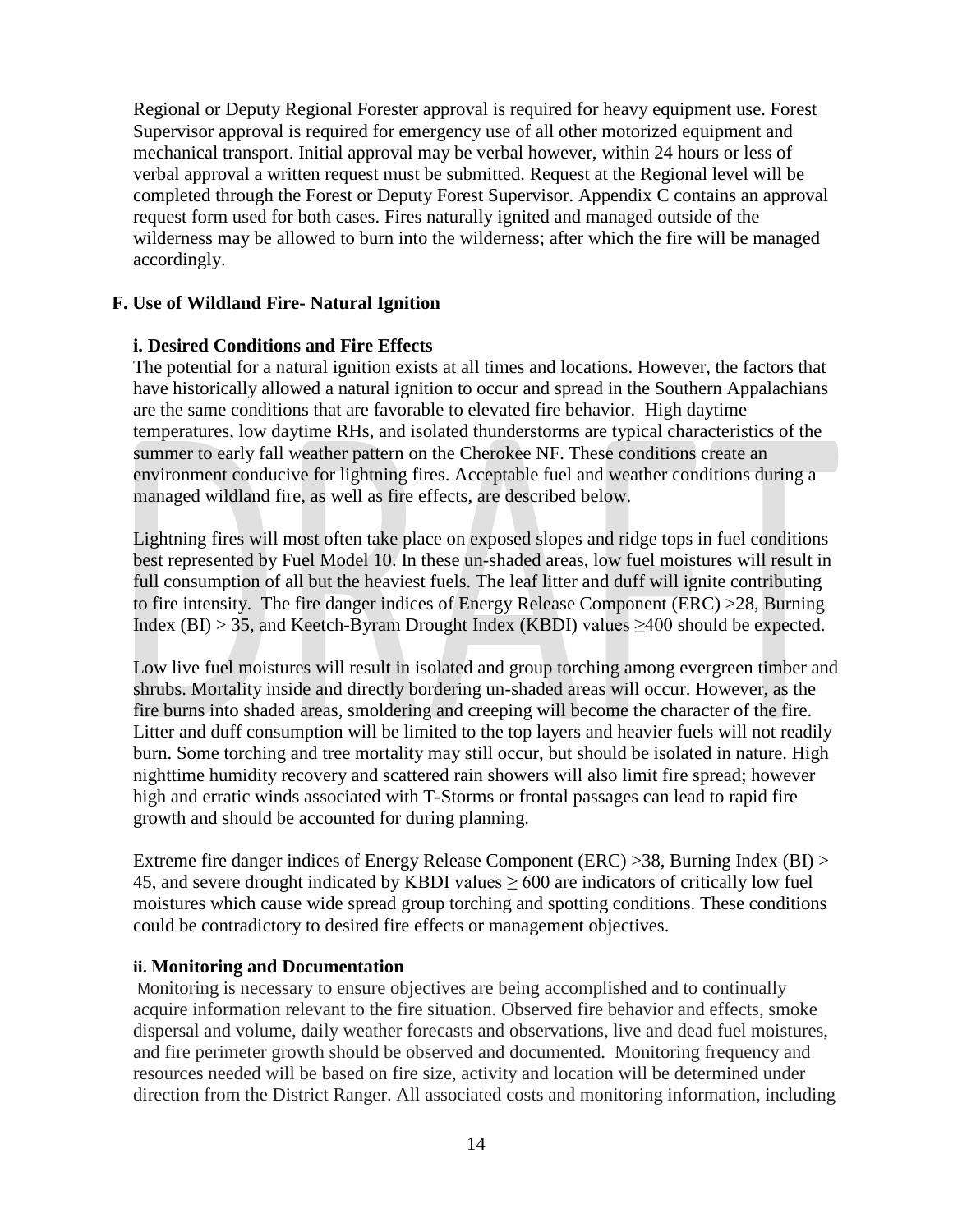Regional or Deputy Regional Forester approval is required for heavy equipment use. Forest Supervisor approval is required for emergency use of all other motorized equipment and mechanical transport. Initial approval may be verbal however, within 24 hours or less of verbal approval a written request must be submitted. Request at the Regional level will be completed through the Forest or Deputy Forest Supervisor. Appendix C contains an approval request form used for both cases. Fires naturally ignited and managed outside of the wilderness may be allowed to burn into the wilderness; after which the fire will be managed accordingly.

### F. Use of Wildland Fire- Natural Ignition

#### i. Desired Conditions and Fire Effects

The potential for a natural ignition exists at all times and locations. However, the factors that have historically allowed a natural ignition to occur and spread in the Southern Appalachians are the same conditions that are favorable to elevated fire behavior. High daytime temperatures, low daytime RHs, and isolated thunderstorms are typical characteristics of the summer to early fall weather pattern on the Cherokee NF. These conditions create an environment conducive for lightning fires. Acceptable fuel and weather conditions during a managed wildland fire, as well as fire effects, are described below.

Lightning fires will most often take place on exposed slopes and ridge tops in fuel conditions best represented by Fuel Model 10. In these un-shaded areas, low fuel moistures will result in full consumption of all but the heaviest fuels. The leaf litter and duff will ignite contributing to fire intensity. The fire danger indices of Energy Release Component (ERC) >28, Burning Index (BI) > 35, and Keetch-Byram Drought Index (KBDI) values ≥400 should be expected.

Low live fuel moistures will result in isolated and group torching among evergreen timber and shrubs. Mortality inside and directly bordering un-shaded areas will occur. However, as the fire burns into shaded areas, smoldering and creeping will become the character of the fire. Litter and duff consumption will be limited to the top layers and heavier fuels will not readily burn. Some torching and tree mortality may still occur, but should be isolated in nature. High nighttime humidity recovery and scattered rain showers will also limit fire spread; however high and erratic winds associated with T-Storms or frontal passages can lead to rapid fire growth and should be accounted for during planning.

Extreme fire danger indices of Energy Release Component (ERC) >38, Burning Index (BI) > 45, and severe drought indicated by KBDI values ≥ 600 are indicators of critically low fuel moistures which cause wide spread group torching and spotting conditions. These conditions could be contradictory to desired fire effects or management objectives.

#### ii. Monitoring and Documentation

Monitoring is necessary to ensure objectives are being accomplished and to continually acquire information relevant to the fire situation. Observed fire behavior and effects, smoke dispersal and volume, daily weather forecasts and observations, live and dead fuel moistures, and fire perimeter growth should be observed and documented. Monitoring frequency and resources needed will be based on fire size, activity and location will be determined under direction from the District Ranger. All associated costs and monitoring information, including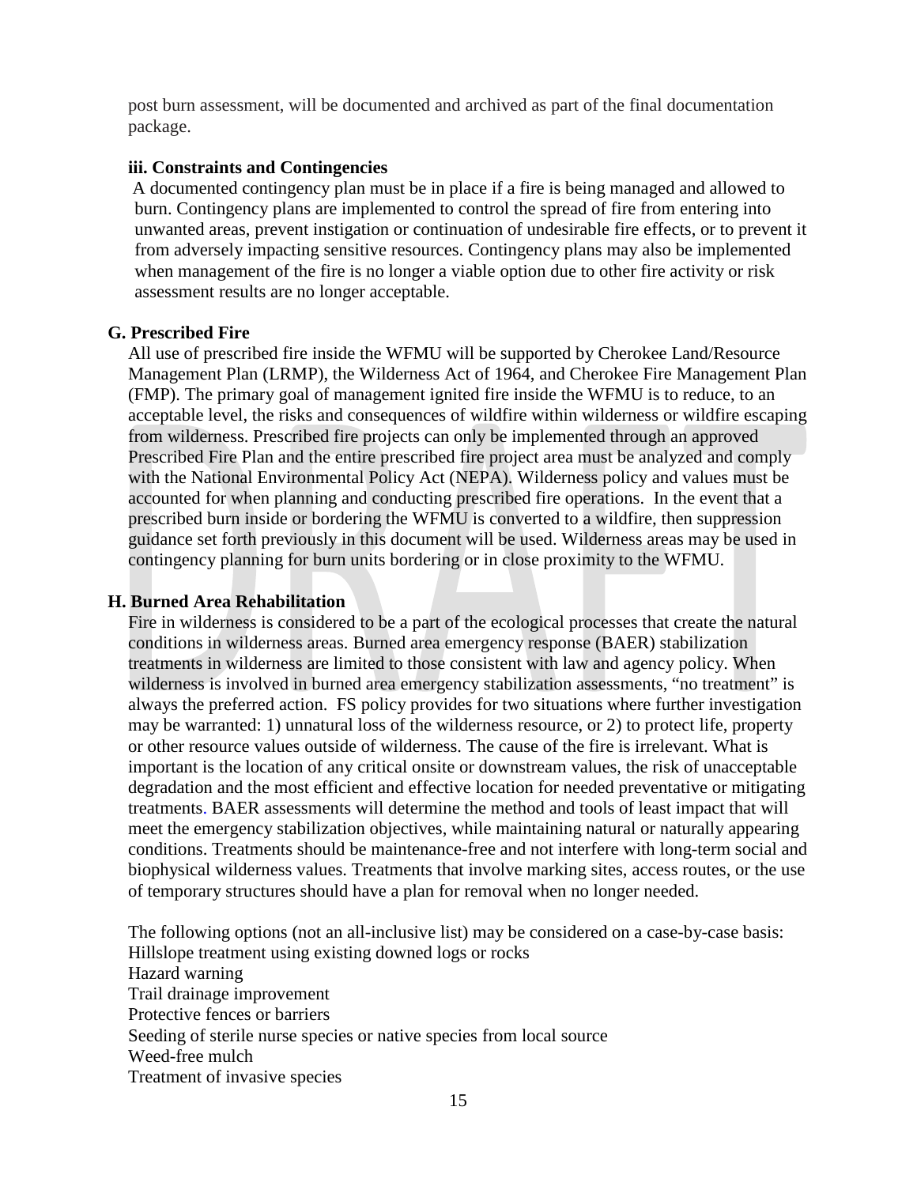post burn assessment, will be documented and archived as part of the final documentation package.

### iii. Constraints and Contingencies

A documented contingency plan must be in place if a fire is being managed and allowed to burn. Contingency plans are implemented to control the spread of fire from entering into unwanted areas, prevent instigation or continuation of undesirable fire effects, or to prevent it from adversely impacting sensitive resources. Contingency plans may also be implemented when management of the fire is no longer a viable option due to other fire activity or risk assessment results are no longer acceptable.

## G. Prescribed Fire

All use of prescribed fire inside the WFMU will be supported by Cherokee Land/Resource Management Plan (LRMP), the Wilderness Act of 1964, and Cherokee Fire Management Plan (FMP). The primary goal of management ignited fire inside the WFMU is to reduce, to an acceptable level, the risks and consequences of wildfire within wilderness or wildfire escaping from wilderness. Prescribed fire projects can only be implemented through an approved Prescribed Fire Plan and the entire prescribed fire project area must be analyzed and comply with the National Environmental Policy Act (NEPA). Wilderness policy and values must be accounted for when planning and conducting prescribed fire operations. In the event that a prescribed burn inside or bordering the WFMU is converted to a wildfire, then suppression guidance set forth previously in this document will be used. Wilderness areas may be used in contingency planning for burn units bordering or in close proximity to the WFMU.

## H. Burned Area Rehabilitation

Fire in wilderness is considered to be a part of the ecological processes that create the natural conditions in wilderness areas. Burned area emergency response (BAER) stabilization treatments in wilderness are limited to those consistent with law and agency policy. When wilderness is involved in burned area emergency stabilization assessments, "no treatment" is always the preferred action. FS policy provides for two situations where further investigation may be warranted: 1) unnatural loss of the wilderness resource, or 2) to protect life, property or other resource values outside of wilderness. The cause of the fire is irrelevant. What is important is the location of any critical onsite or downstream values, the risk of unacceptable degradation and the most efficient and effective location for needed preventative or mitigating treatments. BAER assessments will determine the method and tools of least impact that will meet the emergency stabilization objectives, while maintaining natural or naturally appearing conditions. Treatments should be maintenance-free and not interfere with long-term social and biophysical wilderness values. Treatments that involve marking sites, access routes, or the use of temporary structures should have a plan for removal when no longer needed.

The following options (not an all-inclusive list) may be considered on a case-by-case basis:  
Hillslope treatment using existing downed logs or rocks  
Hazard warning  
Trail drainage improvement  
Protective fences or barriers  
Seeding of sterile nurse species or native species from local source  
Weed-free mulch  
Treatment of invasive species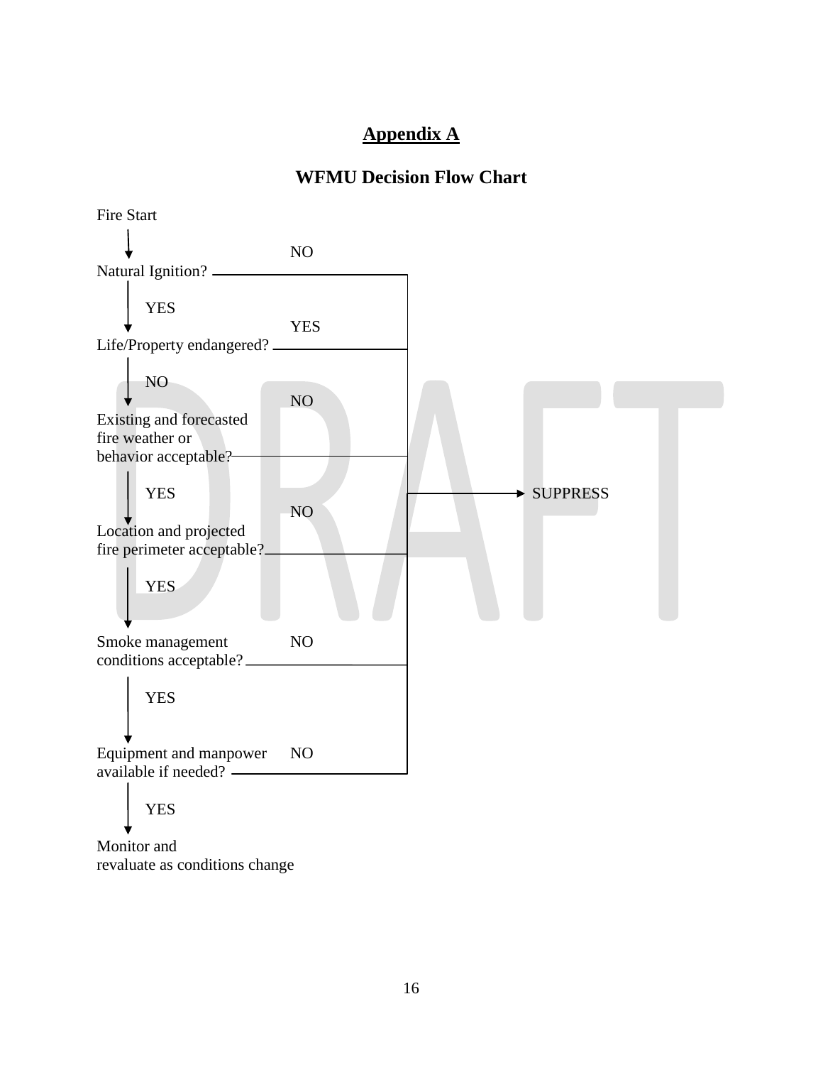## Appendix A

### WFMU Decision Flow Chart

Fire Start

NO

Natural Ignition?

YES

YES

Life/Property endangered?

NO

NO

Existing and forecasted fire weather or behavior acceptable?

YES

SUPPRESS

NO

Location and projected fire perimeter acceptable?

YES

Smoke management conditions acceptable?

NO

YES

Equipment and manpower available if needed?

NO

YES

Monitor and revaluate as conditions change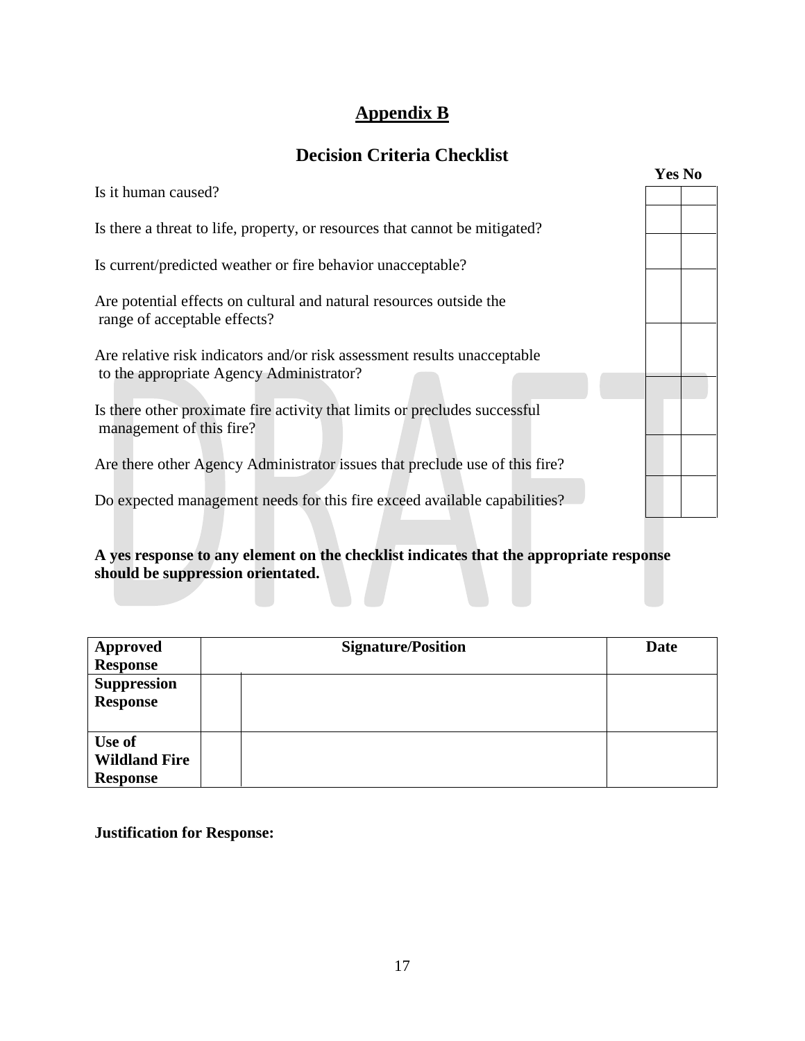# Appendix B

## Decision Criteria Checklist

| | Yes | No |
|---|---|---|
| Is it human caused? | | |
| Is there a threat to life, property, or resources that cannot be mitigated? | | |
| Is current/predicted weather or fire behavior unacceptable? | | |
| Are potential effects on cultural and natural resources outside the range of acceptable effects? | | |
| Are relative risk indicators and/or risk assessment results unacceptable to the appropriate Agency Administrator? | | |
| Is there other proximate fire activity that limits or precludes successful management of this fire? | | |
| Are there other Agency Administrator issues that preclude use of this fire? | | |
| Do expected management needs for this fire exceed available capabilities? | | |

**A yes response to any element on the checklist indicates that the appropriate response should be suppression orientated.**

| Approved Response | Signature/Position | | Date |
|---|---|---|---|
| Suppression Response | | | |
| Use of Wildland Fire Response | | | |

**Justification for Response:**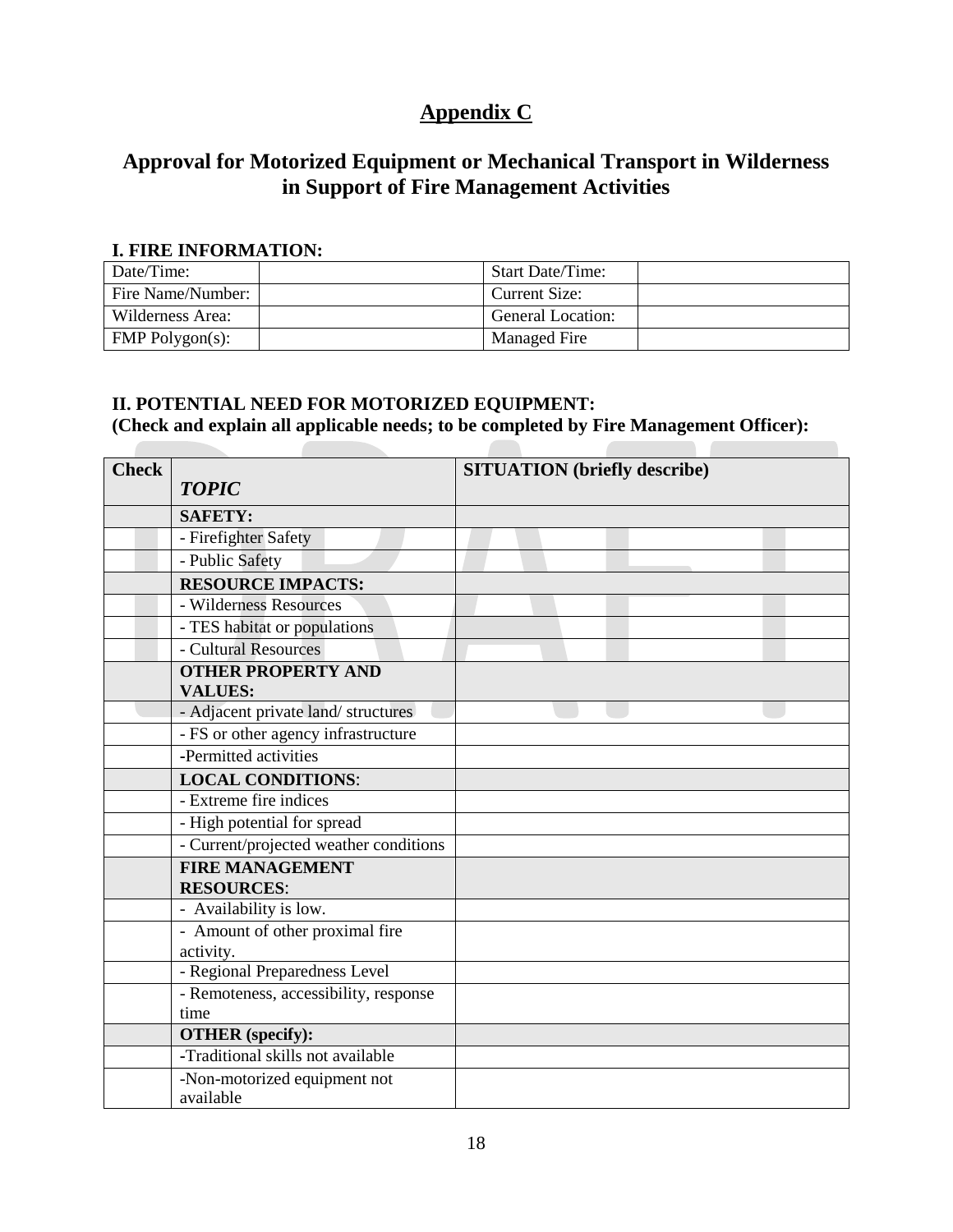# Appendix C

## Approval for Motorized Equipment or Mechanical Transport in Wilderness in Support of Fire Management Activities

### I. FIRE INFORMATION:

| | | | |
|---|---|---|---|
| Date/Time: | | Start Date/Time: | |
| Fire Name/Number: | | Current Size: | |
| Wilderness Area: | | General Location: | |
| FMP Polygon(s): | | Managed Fire | |

### II. POTENTIAL NEED FOR MOTORIZED EQUIPMENT:
**(Check and explain all applicable needs; to be completed by Fire Management Officer):**

| Check | *TOPIC* | SITUATION (briefly describe) |
|---|---|---|
| | **SAFETY:** | |
| | - Firefighter Safety | |
| | - Public Safety | |
| | **RESOURCE IMPACTS:** | |
| | - Wilderness Resources | |
| | - TES habitat or populations | |
| | - Cultural Resources | |
| | **OTHER PROPERTY AND VALUES:** | |
| | - Adjacent private land/ structures | |
| | - FS or other agency infrastructure | |
| | -Permitted activities | |
| | **LOCAL CONDITIONS**: | |
| | - Extreme fire indices | |
| | - High potential for spread | |
| | - Current/projected weather conditions | |
| | **FIRE MANAGEMENT RESOURCES**: | |
| | - Availability is low. | |
| | - Amount of other proximal fire activity. | |
| | - Regional Preparedness Level | |
| | - Remoteness, accessibility, response time | |
| | **OTHER (specify):** | |
| | -Traditional skills not available | |
| | -Non-motorized equipment not available | |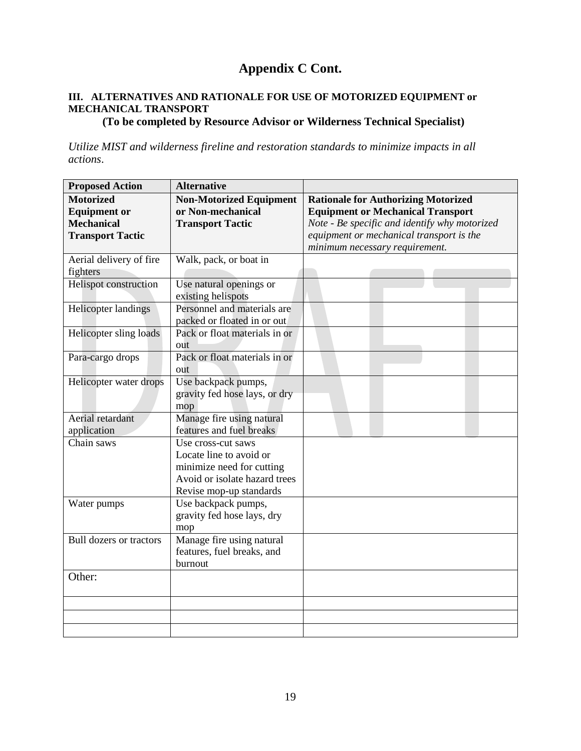# Appendix C Cont.

**III. ALTERNATIVES AND RATIONALE FOR USE OF MOTORIZED EQUIPMENT or MECHANICAL TRANSPORT**

**(To be completed by Resource Advisor or Wilderness Technical Specialist)**

*Utilize MIST and wilderness fireline and restoration standards to minimize impacts in all actions*.

| **Proposed Action** | **Alternative** | |
|---|---|---|
| **Motorized Equipment or Mechanical Transport Tactic** | **Non-Motorized Equipment or Non-mechanical Transport Tactic** | **Rationale for Authorizing Motorized Equipment or Mechanical Transport** *Note - Be specific and identify why motorized equipment or mechanical transport is the minimum necessary requirement.* |
| Aerial delivery of fire fighters | Walk, pack, or boat in | |
| Helispot construction | Use natural openings or existing helispots | |
| Helicopter landings | Personnel and materials are packed or floated in or out | |
| Helicopter sling loads | Pack or float materials in or out | |
| Para-cargo drops | Pack or float materials in or out | |
| Helicopter water drops | Use backpack pumps, gravity fed hose lays, or dry mop | |
| Aerial retardant application | Manage fire using natural features and fuel breaks | |
| Chain saws | Use cross-cut saws<br>Locate line to avoid or minimize need for cutting<br>Avoid or isolate hazard trees<br>Revise mop-up standards | |
| Water pumps | Use backpack pumps, gravity fed hose lays, dry mop | |
| Bull dozers or tractors | Manage fire using natural features, fuel breaks, and burnout | |
| Other: | | |
| | | |
| | | |
| | | |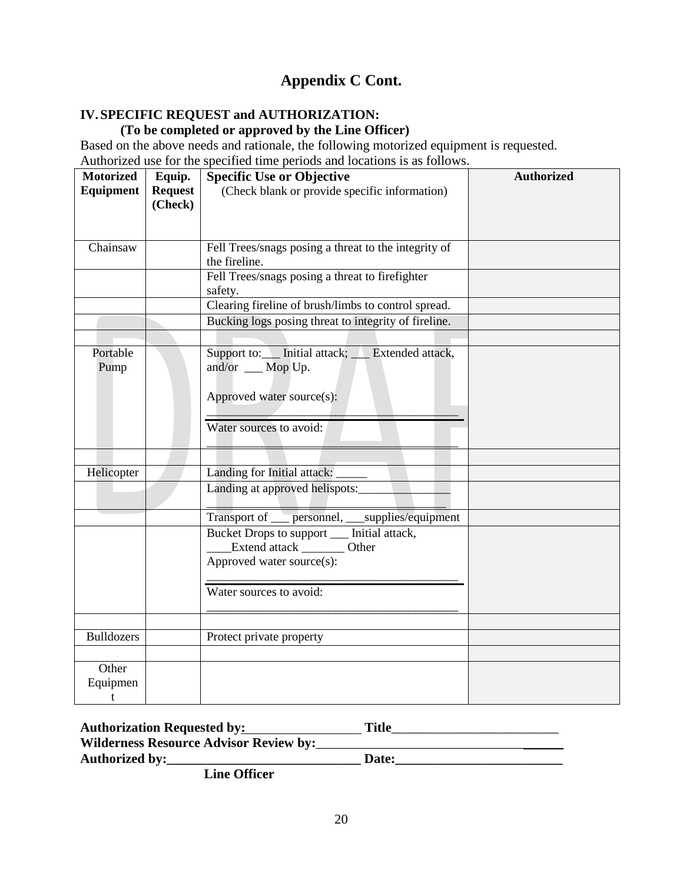# Appendix C Cont.

## IV. SPECIFIC REQUEST and AUTHORIZATION:

**(To be completed or approved by the Line Officer)**

Based on the above needs and rationale, the following motorized equipment is requested. Authorized use for the specified time periods and locations is as follows.

| **Motorized Equipment** | **Equip. Request (Check)** | **Specific Use or Objective** (Check blank or provide specific information) | **Authorized** |
|---|---|---|---|
| Chainsaw | | Fell Trees/snags posing a threat to the integrity of the fireline. | |
| | | Fell Trees/snags posing a threat to firefighter safety. | |
| | | Clearing fireline of brush/limbs to control spread. | |
| | | Bucking logs posing threat to integrity of fireline. | |
| | | | |
| Portable Pump | | Support to:___ Initial attack; ___ Extended attack, and/or ___ Mop Up. <br><br> Approved water source(s): ________________________________________ <br> Water sources to avoid: ________________________________________ | |
| | | | |
| Helicopter | | Landing for Initial attack: _____ | |
| | | Landing at approved helispots:_______________ ______________________________________ | |
| | | Transport of ___ personnel, ___supplies/equipment | |
| | | Bucket Drops to support ___ Initial attack, ____Extend attack _______ Other <br> Approved water source(s): ________________________________________ <br> Water sources to avoid: ________________________________________ | |
| | | | |
| Bulldozers | | Protect private property | |
| | | | |
| Other Equipment | | | |

**Authorization Requested by:**_________________ **Title**_________________________

**Wilderness Resource Advisor Review by:**_______________________________________

**Authorized by:**_____________________________ **Date:**_________________________

**Line Officer**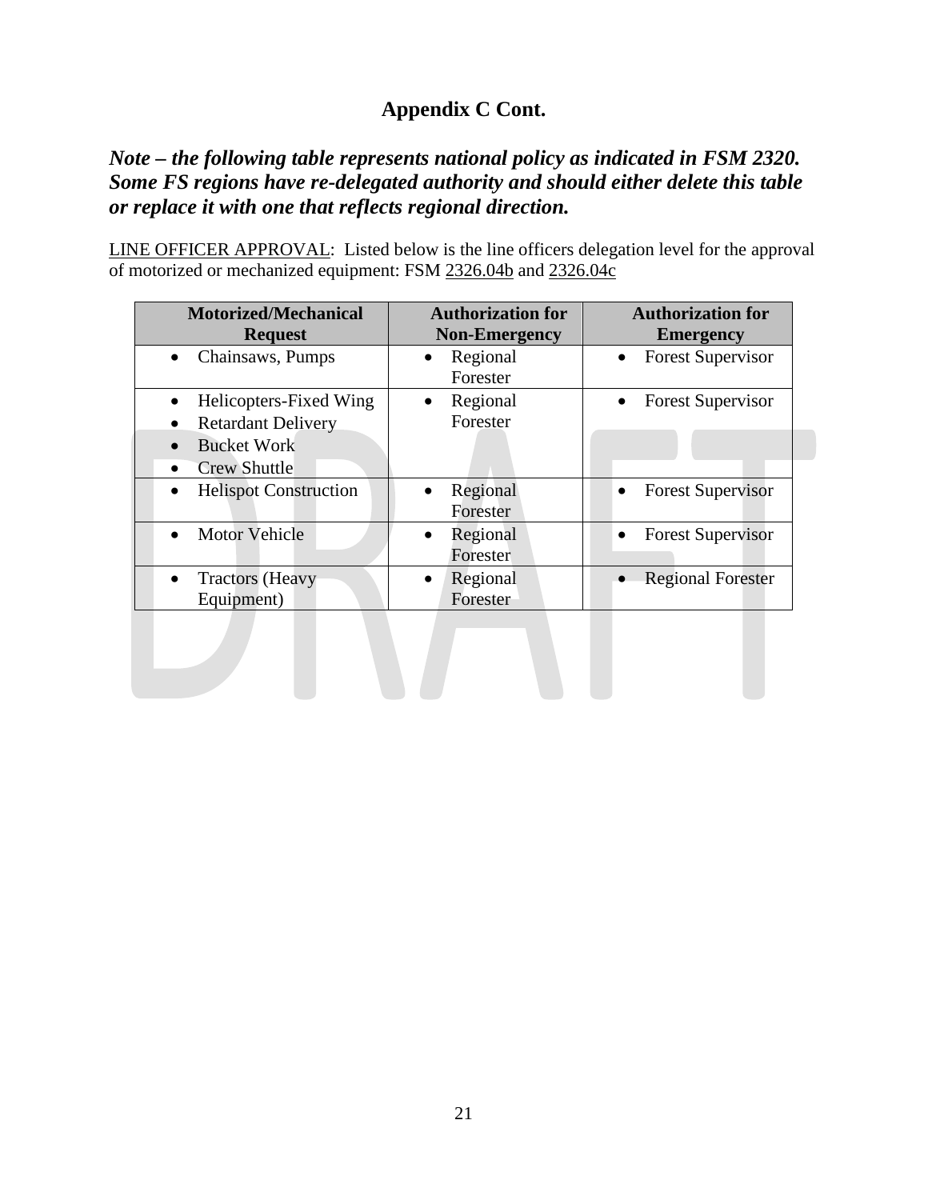## Appendix C Cont.

***Note – the following table represents national policy as indicated in FSM 2320. Some FS regions have re-delegated authority and should either delete this table or replace it with one that reflects regional direction.***

LINE OFFICER APPROVAL: Listed below is the line officers delegation level for the approval of motorized or mechanized equipment: FSM 2326.04b and 2326.04c

| Motorized/Mechanical Request | Authorization for Non-Emergency | Authorization for Emergency |
|---|---|---|
| • Chainsaws, Pumps | • Regional Forester | • Forest Supervisor |
| • Helicopters-Fixed Wing<br>• Retardant Delivery<br>• Bucket Work<br>• Crew Shuttle | • Regional Forester | • Forest Supervisor |
| • Helispot Construction | • Regional Forester | • Forest Supervisor |
| • Motor Vehicle | • Regional Forester | • Forest Supervisor |
| • Tractors (Heavy Equipment) | • Regional Forester | • Regional Forester |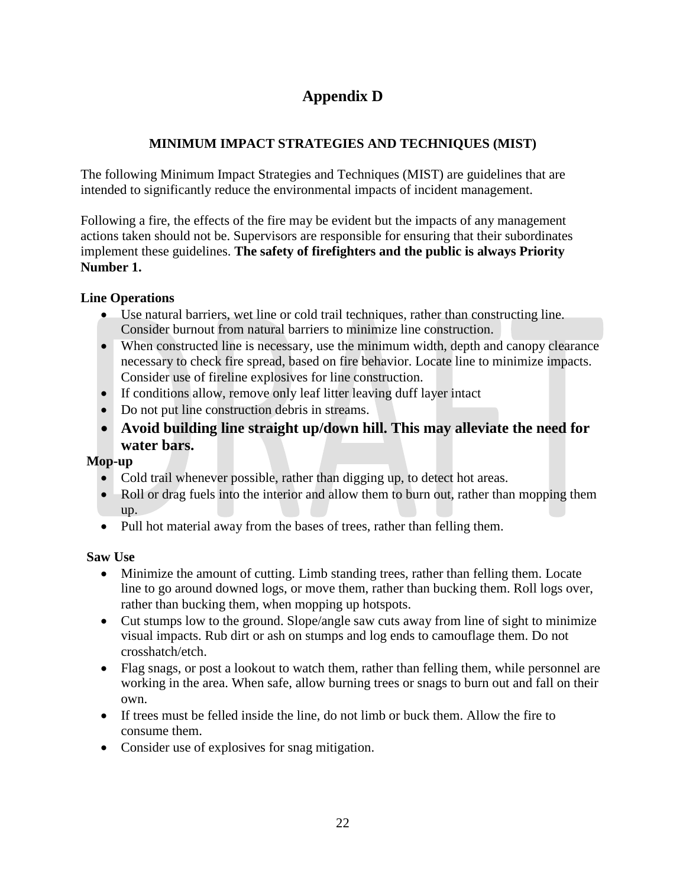# Appendix D

## MINIMUM IMPACT STRATEGIES AND TECHNIQUES (MIST)

The following Minimum Impact Strategies and Techniques (MIST) are guidelines that are intended to significantly reduce the environmental impacts of incident management.

Following a fire, the effects of the fire may be evident but the impacts of any management actions taken should not be. Supervisors are responsible for ensuring that their subordinates implement these guidelines. **The safety of firefighters and the public is always Priority Number 1.**

### Line Operations

- Use natural barriers, wet line or cold trail techniques, rather than constructing line. Consider burnout from natural barriers to minimize line construction.
- When constructed line is necessary, use the minimum width, depth and canopy clearance necessary to check fire spread, based on fire behavior. Locate line to minimize impacts. Consider use of fireline explosives for line construction.
- If conditions allow, remove only leaf litter leaving duff layer intact
- Do not put line construction debris in streams.
- **Avoid building line straight up/down hill. This may alleviate the need for water bars.**

### Mop-up

- Cold trail whenever possible, rather than digging up, to detect hot areas.
- Roll or drag fuels into the interior and allow them to burn out, rather than mopping them up.
- Pull hot material away from the bases of trees, rather than felling them.

### Saw Use

- Minimize the amount of cutting. Limb standing trees, rather than felling them. Locate line to go around downed logs, or move them, rather than bucking them. Roll logs over, rather than bucking them, when mopping up hotspots.
- Cut stumps low to the ground. Slope/angle saw cuts away from line of sight to minimize visual impacts. Rub dirt or ash on stumps and log ends to camouflage them. Do not crosshatch/etch.
- Flag snags, or post a lookout to watch them, rather than felling them, while personnel are working in the area. When safe, allow burning trees or snags to burn out and fall on their own.
- If trees must be felled inside the line, do not limb or buck them. Allow the fire to consume them.
- Consider use of explosives for snag mitigation.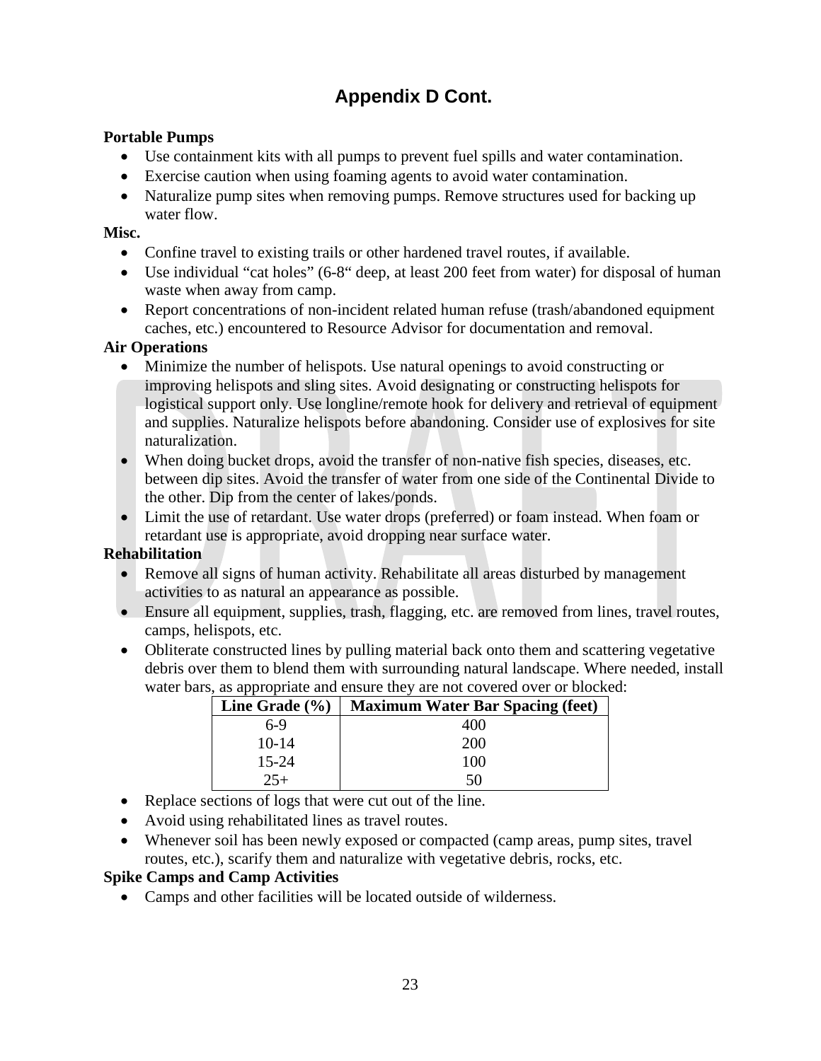# Appendix D Cont.

**Portable Pumps**

- Use containment kits with all pumps to prevent fuel spills and water contamination.
- Exercise caution when using foaming agents to avoid water contamination.
- Naturalize pump sites when removing pumps. Remove structures used for backing up water flow.

**Misc.**

- Confine travel to existing trails or other hardened travel routes, if available.
- Use individual "cat holes" (6-8" deep, at least 200 feet from water) for disposal of human waste when away from camp.
- Report concentrations of non-incident related human refuse (trash/abandoned equipment caches, etc.) encountered to Resource Advisor for documentation and removal.

**Air Operations**

- Minimize the number of helispots. Use natural openings to avoid constructing or improving helispots and sling sites. Avoid designating or constructing helispots for logistical support only. Use longline/remote hook for delivery and retrieval of equipment and supplies. Naturalize helispots before abandoning. Consider use of explosives for site naturalization.
- When doing bucket drops, avoid the transfer of non-native fish species, diseases, etc. between dip sites. Avoid the transfer of water from one side of the Continental Divide to the other. Dip from the center of lakes/ponds.
- Limit the use of retardant. Use water drops (preferred) or foam instead. When foam or retardant use is appropriate, avoid dropping near surface water.

**Rehabilitation**

- Remove all signs of human activity. Rehabilitate all areas disturbed by management activities to as natural an appearance as possible.
- Ensure all equipment, supplies, trash, flagging, etc. are removed from lines, travel routes, camps, helispots, etc.
- Obliterate constructed lines by pulling material back onto them and scattering vegetative debris over them to blend them with surrounding natural landscape. Where needed, install water bars, as appropriate and ensure they are not covered over or blocked:

| Line Grade (%) | Maximum Water Bar Spacing (feet) |
| --- | --- |
| 6-9 | 400 |
| 10-14 | 200 |
| 15-24 | 100 |
| 25+ | 50 |

- Replace sections of logs that were cut out of the line.
- Avoid using rehabilitated lines as travel routes.
- Whenever soil has been newly exposed or compacted (camp areas, pump sites, travel routes, etc.), scarify them and naturalize with vegetative debris, rocks, etc.

**Spike Camps and Camp Activities**

- Camps and other facilities will be located outside of wilderness.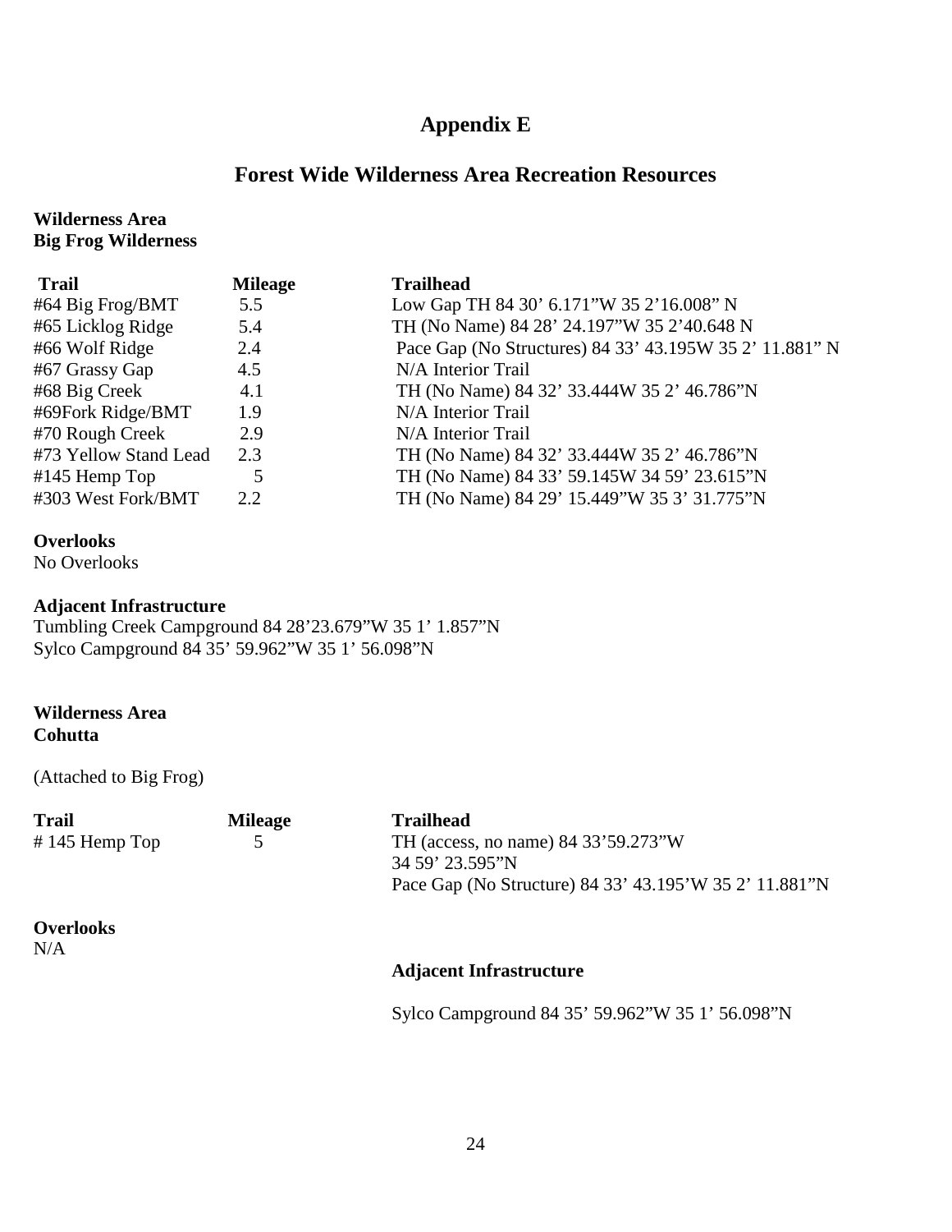## Appendix E

## Forest Wide Wilderness Area Recreation Resources

**Wilderness Area**
**Big Frog Wilderness**

| Trail | Mileage | Trailhead |
|---|---|---|
| #64 Big Frog/BMT | 5.5 | Low Gap TH 84 30' 6.171"W 35 2'16.008" N |
| #65 Licklog Ridge | 5.4 | TH (No Name) 84 28' 24.197"W 35 2'40.648 N |
| #66 Wolf Ridge | 2.4 | Pace Gap (No Structures) 84 33' 43.195W 35 2' 11.881" N |
| #67 Grassy Gap | 4.5 | N/A Interior Trail |
| #68 Big Creek | 4.1 | TH (No Name) 84 32' 33.444W 35 2' 46.786"N |
| #69Fork Ridge/BMT | 1.9 | N/A Interior Trail |
| #70 Rough Creek | 2.9 | N/A Interior Trail |
| #73 Yellow Stand Lead | 2.3 | TH (No Name) 84 32' 33.444W 35 2' 46.786"N |
| #145 Hemp Top | 5 | TH (No Name) 84 33' 59.145W 34 59' 23.615"N |
| #303 West Fork/BMT | 2.2 | TH (No Name) 84 29' 15.449"W 35 3' 31.775"N |

**Overlooks**
No Overlooks

**Adjacent Infrastructure**
Tumbling Creek Campground 84 28'23.679"W 35 1' 1.857"N
Sylco Campground 84 35' 59.962"W 35 1' 56.098"N

**Wilderness Area**
**Cohutta**

(Attached to Big Frog)

| Trail | Mileage | Trailhead |
|---|---|---|
| # 145 Hemp Top | 5 | TH (access, no name) 84 33'59.273"W 34 59' 23.595"N<br>Pace Gap (No Structure) 84 33' 43.195'W 35 2' 11.881"N |

**Overlooks**
N/A

**Adjacent Infrastructure**

Sylco Campground 84 35' 59.962"W 35 1' 56.098"N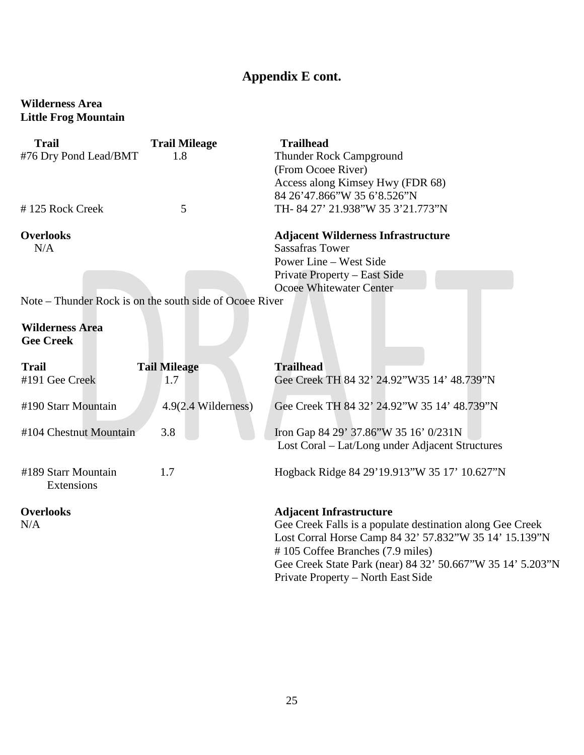# Appendix E cont.

**Wilderness Area**
**Little Frog Mountain**

| Trail | Trail Mileage | Trailhead |
|---|---|---|
| #76 Dry Pond Lead/BMT | 1.8 | Thunder Rock Campground (From Ocoee River) Access along Kimsey Hwy (FDR 68) 84 26’47.866”W 35 6’8.526”N |
| # 125 Rock Creek | 5 | TH- 84 27’ 21.938”W 35 3’21.773”N |

**Overlooks**
N/A

**Adjacent Wilderness Infrastructure**
Sassafras Tower
Power Line – West Side
Private Property – East Side
Ocoee Whitewater Center

Note – Thunder Rock is on the south side of Ocoee River

**Wilderness Area**
**Gee Creek**

| Trail | Tail Mileage | Trailhead |
|---|---|---|
| #191 Gee Creek | 1.7 | Gee Creek TH 84 32’ 24.92”W35 14’ 48.739”N |
| #190 Starr Mountain | 4.9(2.4 Wilderness) | Gee Creek TH 84 32’ 24.92”W 35 14’ 48.739”N |
| #104 Chestnut Mountain | 3.8 | Iron Gap 84 29’ 37.86”W 35 16’ 0/231N Lost Coral – Lat/Long under Adjacent Structures |
| #189 Starr Mountain Extensions | 1.7 | Hogback Ridge 84 29’19.913”W 35 17’ 10.627”N |

**Overlooks**
N/A

**Adjacent Infrastructure**
Gee Creek Falls is a populate destination along Gee Creek
Lost Corral Horse Camp 84 32’ 57.832”W 35 14’ 15.139”N
# 105 Coffee Branches (7.9 miles)
Gee Creek State Park (near) 84 32’ 50.667”W 35 14’ 5.203”N
Private Property – North East Side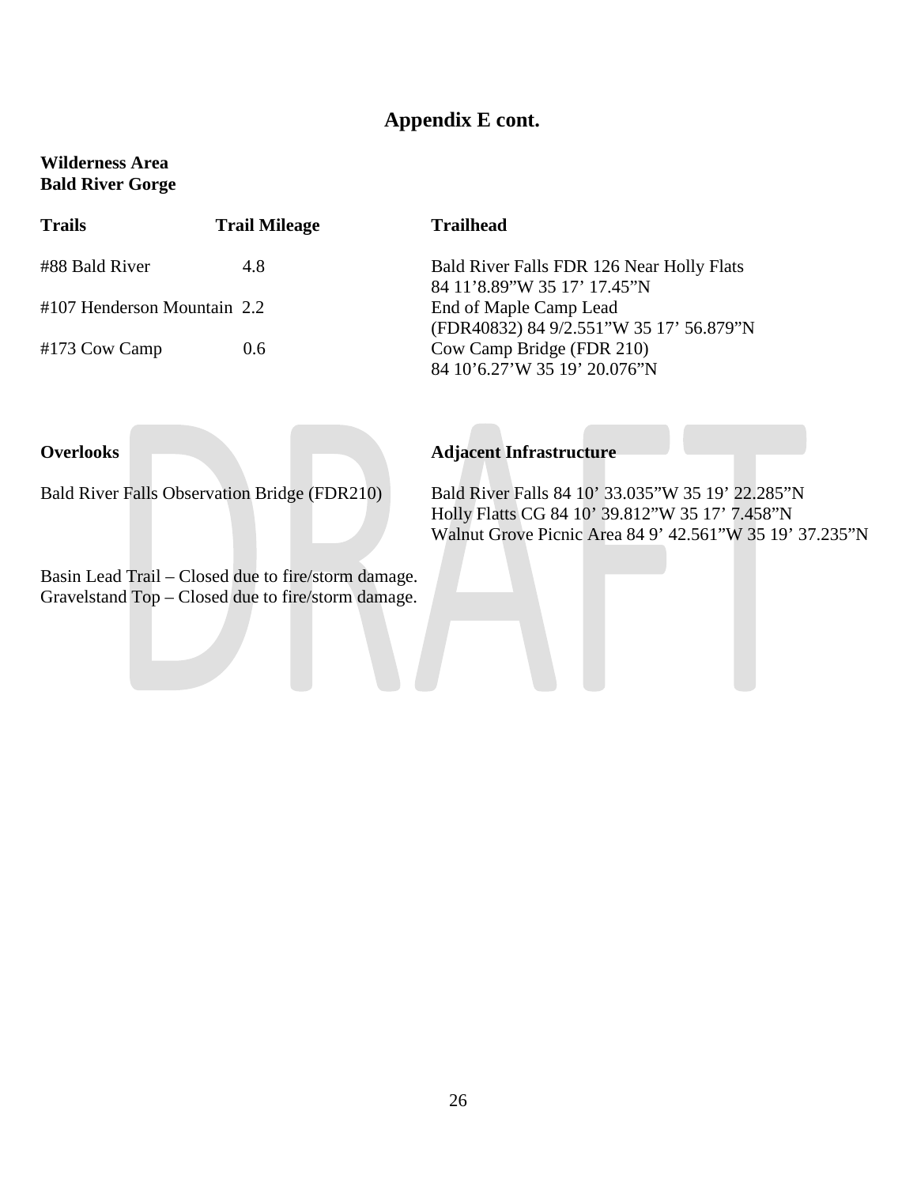## Appendix E cont.

**Wilderness Area**
**Bald River Gorge**

| Trails | Trail Mileage | Trailhead |
|---|---|---|
| #88 Bald River | 4.8 | Bald River Falls FDR 126 Near Holly Flats 84 11'8.89"W 35 17' 17.45"N |
| #107 Henderson Mountain | 2.2 | End of Maple Camp Lead (FDR40832) 84 9/2.551"W 35 17' 56.879"N |
| #173 Cow Camp | 0.6 | Cow Camp Bridge (FDR 210) 84 10'6.27'W 35 19' 20.076"N |

| Overlooks | Adjacent Infrastructure |
|---|---|
| Bald River Falls Observation Bridge (FDR210) | Bald River Falls 84 10' 33.035"W 35 19' 22.285"N<br>Holly Flatts CG 84 10' 39.812"W 35 17' 7.458"N<br>Walnut Grove Picnic Area 84 9' 42.561"W 35 19' 37.235"N |

Basin Lead Trail – Closed due to fire/storm damage.
Gravelstand Top – Closed due to fire/storm damage.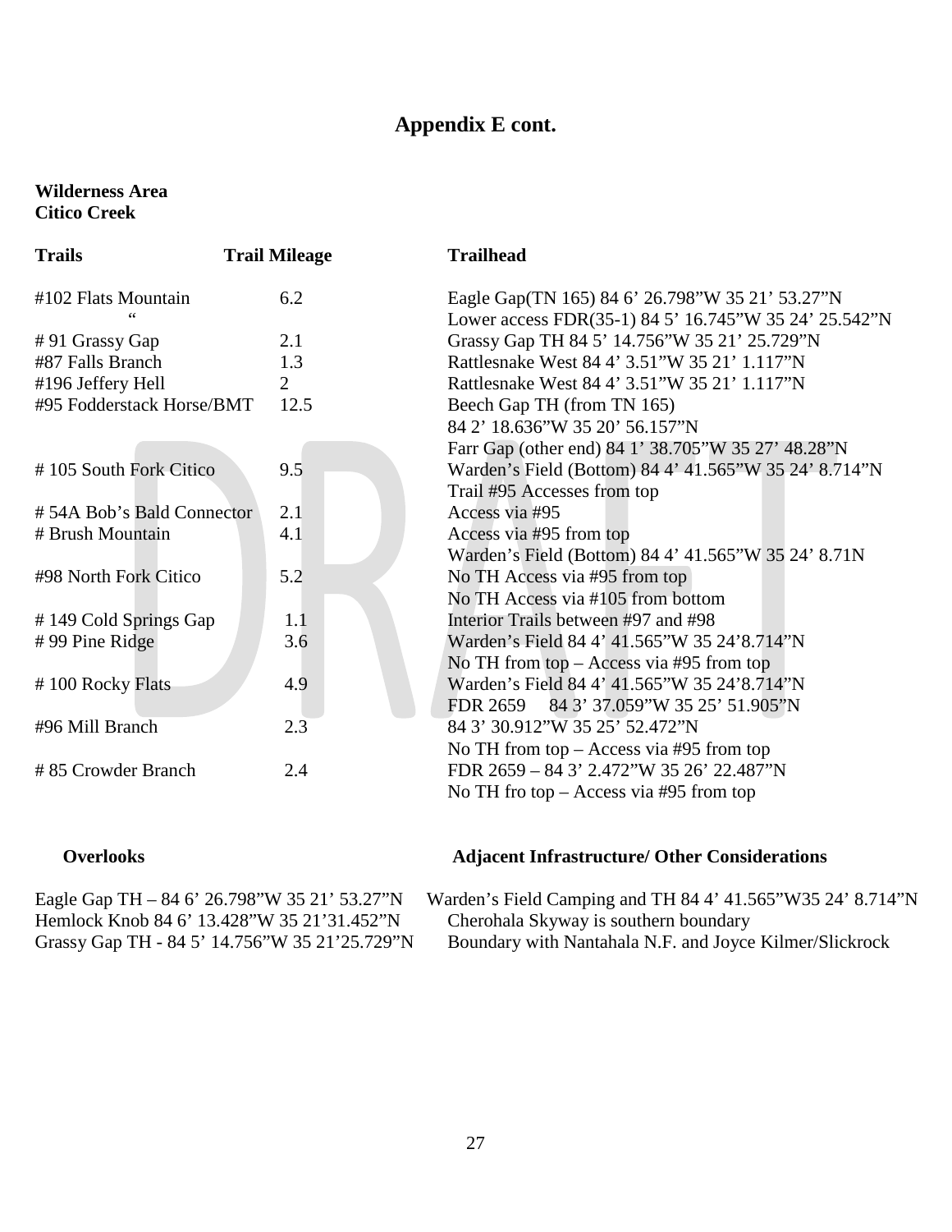## Appendix E cont.

**Wilderness Area**
**Citico Creek**

| Trails | Trail Mileage | Trailhead |
|---|---|---|
| #102 Flats Mountain | 6.2 | Eagle Gap(TN 165) 84 6’ 26.798”W 35 21’ 53.27”N |
| “ | | Lower access FDR(35-1) 84 5’ 16.745”W 35 24’ 25.542”N |
| # 91 Grassy Gap | 2.1 | Grassy Gap TH 84 5’ 14.756”W 35 21’ 25.729”N |
| #87 Falls Branch | 1.3 | Rattlesnake West 84 4’ 3.51”W 35 21’ 1.117”N |
| #196 Jeffery Hell | 2 | Rattlesnake West 84 4’ 3.51”W 35 21’ 1.117”N |
| #95 Fodderstack Horse/BMT | 12.5 | Beech Gap TH (from TN 165) |
| | | 84 2’ 18.636”W 35 20’ 56.157”N |
| | | Farr Gap (other end) 84 1’ 38.705”W 35 27’ 48.28”N |
| # 105 South Fork Citico | 9.5 | Warden’s Field (Bottom) 84 4’ 41.565”W 35 24’ 8.714”N |
| | | Trail #95 Accesses from top |
| # 54A Bob’s Bald Connector | 2.1 | Access via #95 |
| # Brush Mountain | 4.1 | Access via #95 from top |
| | | Warden’s Field (Bottom) 84 4’ 41.565”W 35 24’ 8.71N |
| #98 North Fork Citico | 5.2 | No TH Access via #95 from top |
| | | No TH Access via #105 from bottom |
| # 149 Cold Springs Gap | 1.1 | Interior Trails between #97 and #98 |
| # 99 Pine Ridge | 3.6 | Warden’s Field 84 4’ 41.565”W 35 24’8.714”N |
| | | No TH from top – Access via #95 from top |
| # 100 Rocky Flats | 4.9 | Warden’s Field 84 4’ 41.565”W 35 24’8.714”N |
| | | FDR 2659 84 3’ 37.059”W 35 25’ 51.905”N |
| #96 Mill Branch | 2.3 | 84 3’ 30.912”W 35 25’ 52.472”N |
| | | No TH from top – Access via #95 from top |
| # 85 Crowder Branch | 2.4 | FDR 2659 – 84 3’ 2.472”W 35 26’ 22.487”N |
| | | No TH fro top – Access via #95 from top |

| Overlooks | Adjacent Infrastructure/ Other Considerations |
|---|---|
| Eagle Gap TH – 84 6’ 26.798”W 35 21’ 53.27”N | Warden’s Field Camping and TH 84 4’ 41.565”W35 24’ 8.714”N |
| Hemlock Knob 84 6’ 13.428”W 35 21’31.452”N | Cherohala Skyway is southern boundary |
| Grassy Gap TH - 84 5’ 14.756”W 35 21’25.729”N | Boundary with Nantahala N.F. and Joyce Kilmer/Slickrock |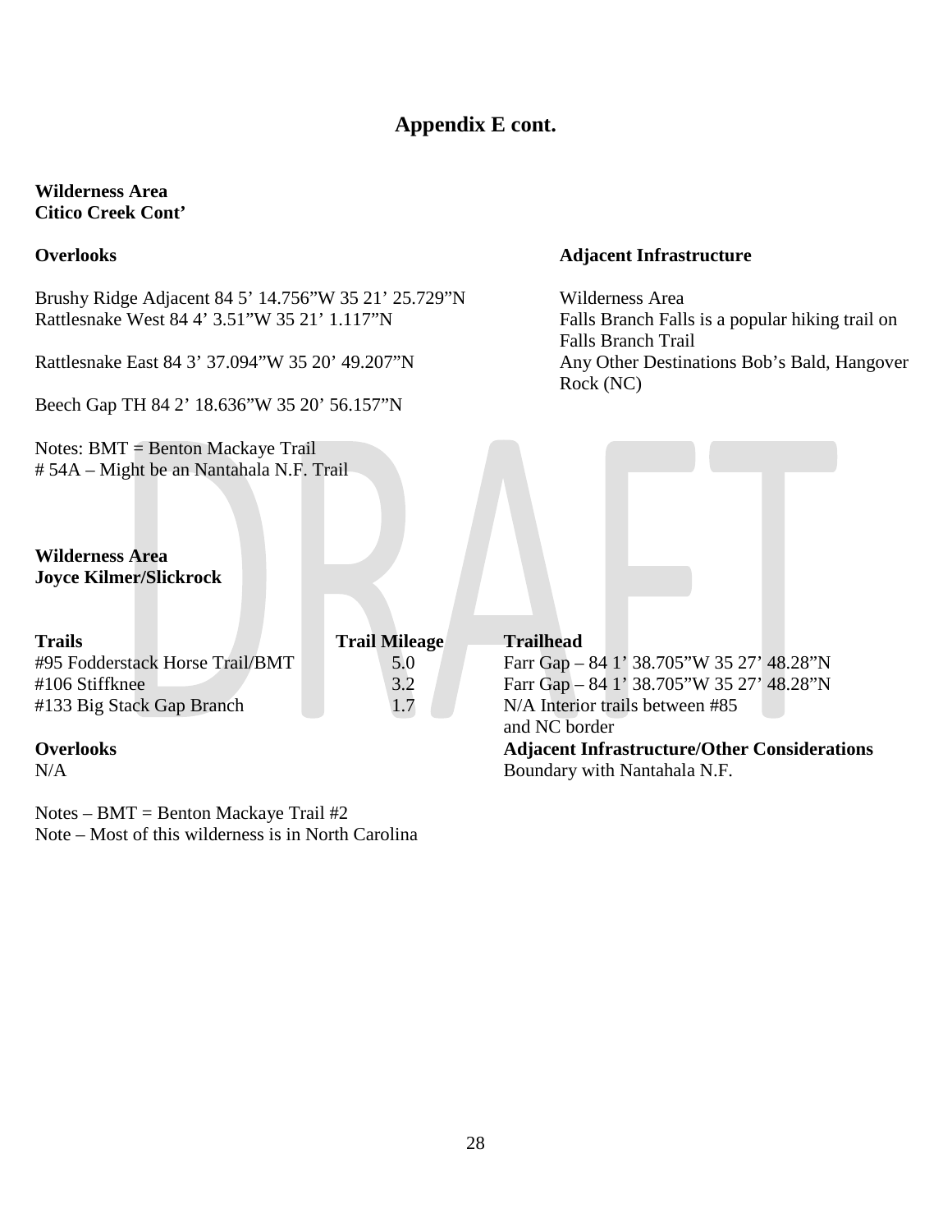## Appendix E cont.

**Wilderness Area**
**Citico Creek Cont'**

**Overlooks**

Brushy Ridge Adjacent 84 5' 14.756"W 35 21' 25.729"N
Rattlesnake West 84 4' 3.51"W 35 21' 1.117"N

Rattlesnake East 84 3' 37.094"W 35 20' 49.207"N

Beech Gap TH 84 2' 18.636"W 35 20' 56.157"N

Notes: BMT = Benton Mackaye Trail
# 54A – Might be an Nantahala N.F. Trail

**Adjacent Infrastructure**

Wilderness Area
Falls Branch Falls is a popular hiking trail on Falls Branch Trail
Any Other Destinations Bob's Bald, Hangover Rock (NC)

**Wilderness Area**
**Joyce Kilmer/Slickrock**

| Trails | Trail Mileage | Trailhead |
|---|---|---|
| #95 Fodderstack Horse Trail/BMT | 5.0 | Farr Gap – 84 1' 38.705"W 35 27' 48.28"N |
| #106 Stiffknee | 3.2 | Farr Gap – 84 1' 38.705"W 35 27' 48.28"N |
| #133 Big Stack Gap Branch | 1.7 | N/A Interior trails between #85 and NC border |

**Overlooks**
N/A

**Adjacent Infrastructure/Other Considerations**
Boundary with Nantahala N.F.

Notes – BMT = Benton Mackaye Trail #2
Note – Most of this wilderness is in North Carolina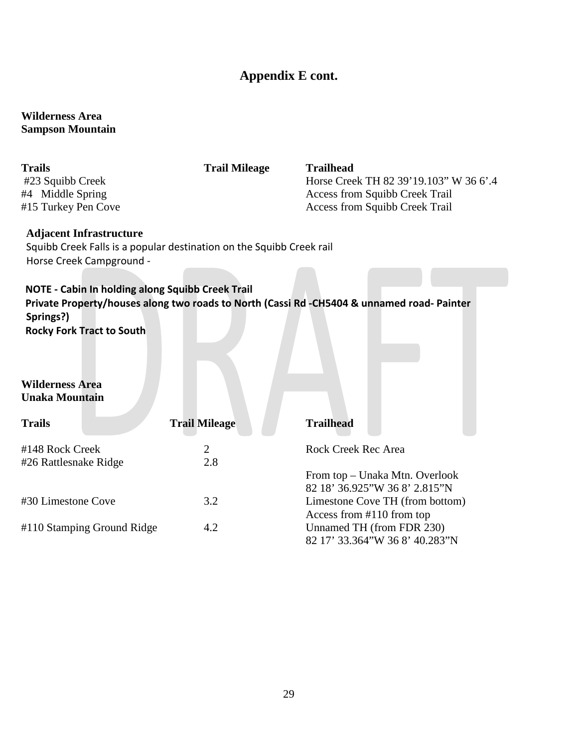# Appendix E cont.

**Wilderness Area**
**Sampson Mountain**

| Trails | Trail Mileage | Trailhead |
|---|---|---|
| #23 Squibb Creek | | Horse Creek TH 82 39’19.103” W 36 6’.4 |
| #4 Middle Spring | | Access from Squibb Creek Trail |
| #15 Turkey Pen Cove | | Access from Squibb Creek Trail |

**Adjacent Infrastructure**

Squibb Creek Falls is a popular destination on the Squibb Creek rail
Horse Creek Campground -

**NOTE - Cabin In holding along Squibb Creek Trail**
**Private Property/houses along two roads to North (Cassi Rd -CH5404 & unnamed road- Painter Springs?)**
**Rocky Fork Tract to South**

**Wilderness Area**
**Unaka Mountain**

| Trails | Trail Mileage | Trailhead |
|---|---|---|
| #148 Rock Creek | 2 | Rock Creek Rec Area |
| #26 Rattlesnake Ridge | 2.8 | From top – Unaka Mtn. Overlook 82 18’ 36.925”W 36 8’ 2.815”N |
| #30 Limestone Cove | 3.2 | Limestone Cove TH (from bottom) Access from #110 from top |
| #110 Stamping Ground Ridge | 4.2 | Unnamed TH (from FDR 230) 82 17’ 33.364”W 36 8’ 40.283”N |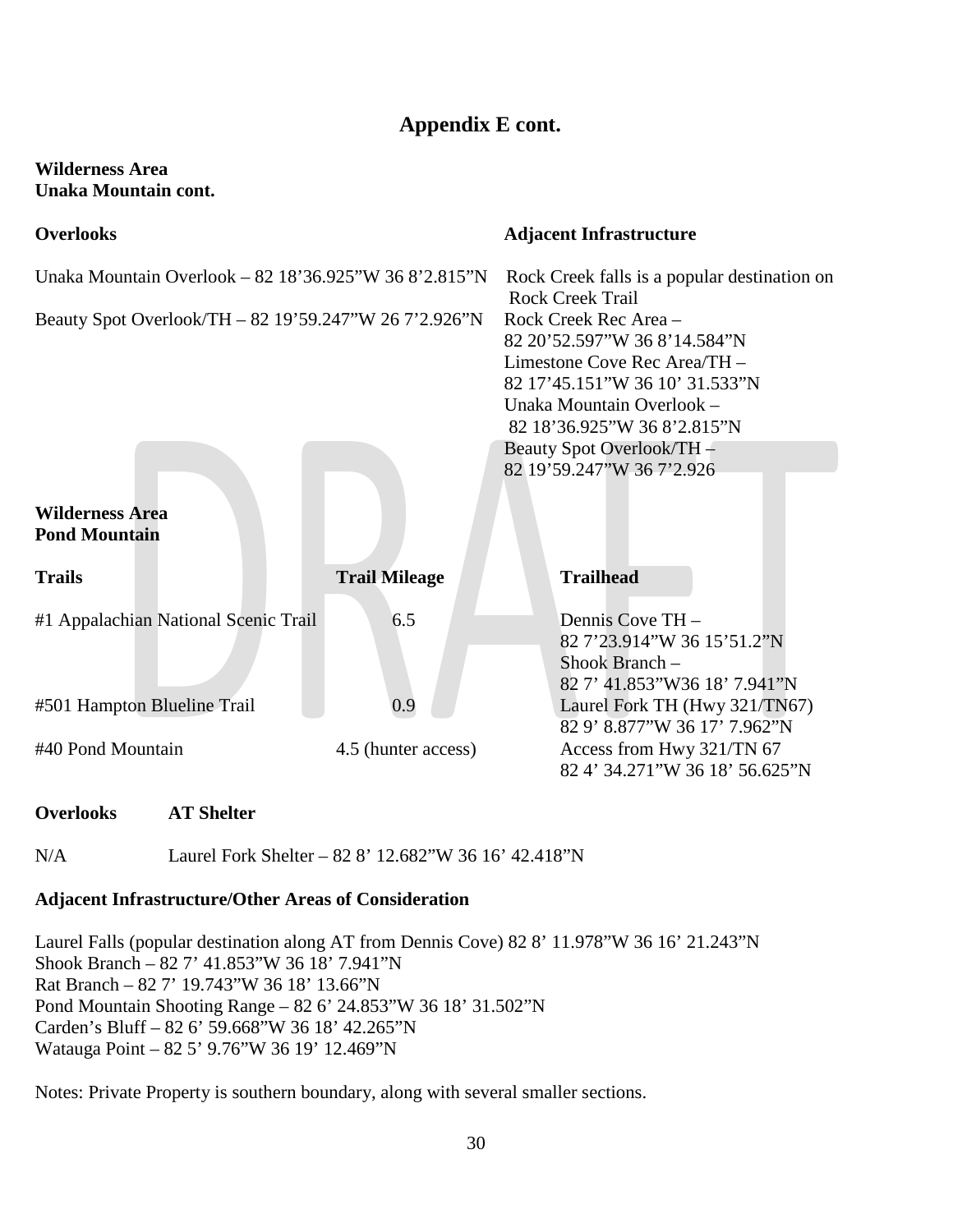## Appendix E cont.

**Wilderness Area**
**Unaka Mountain cont.**

| Overlooks | Adjacent Infrastructure |
|---|---|
| Unaka Mountain Overlook – 82 18’36.925”W 36 8’2.815”N | Rock Creek falls is a popular destination on Rock Creek Trail |
| Beauty Spot Overlook/TH – 82 19’59.247”W 26 7’2.926”N | Rock Creek Rec Area – 82 20’52.597”W 36 8’14.584”N |
| | Limestone Cove Rec Area/TH – 82 17’45.151”W 36 10’ 31.533”N |
| | Unaka Mountain Overlook – 82 18’36.925”W 36 8’2.815”N |
| | Beauty Spot Overlook/TH – 82 19’59.247”W 36 7’2.926 |

**Wilderness Area**
**Pond Mountain**

| Trails | Trail Mileage | Trailhead |
|---|---|---|
| #1 Appalachian National Scenic Trail | 6.5 | Dennis Cove TH – 82 7’23.914”W 36 15’51.2”N<br>Shook Branch – 82 7’ 41.853”W36 18’ 7.941”N |
| #501 Hampton Blueline Trail | 0.9 | Laurel Fork TH (Hwy 321/TN67) 82 9’ 8.877”W 36 17’ 7.962”N |
| #40 Pond Mountain | 4.5 (hunter access) | Access from Hwy 321/TN 67 82 4’ 34.271”W 36 18’ 56.625”N |

| Overlooks | AT Shelter |
|---|---|
| N/A | Laurel Fork Shelter – 82 8’ 12.682”W 36 16’ 42.418”N |

**Adjacent Infrastructure/Other Areas of Consideration**

Laurel Falls (popular destination along AT from Dennis Cove) 82 8’ 11.978”W 36 16’ 21.243”N
Shook Branch – 82 7’ 41.853”W 36 18’ 7.941”N
Rat Branch – 82 7’ 19.743”W 36 18’ 13.66”N
Pond Mountain Shooting Range – 82 6’ 24.853”W 36 18’ 31.502”N
Carden’s Bluff – 82 6’ 59.668”W 36 18’ 42.265”N
Watauga Point – 82 5’ 9.76”W 36 19’ 12.469”N

Notes: Private Property is southern boundary, along with several smaller sections.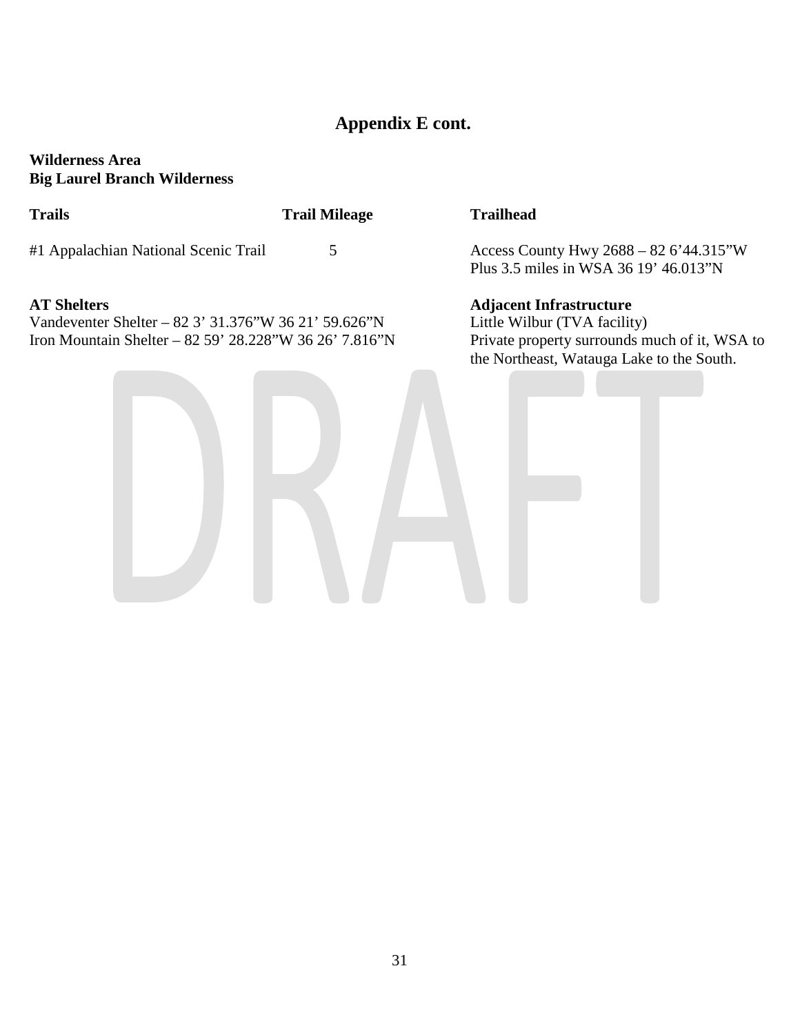## Appendix E cont.

**Wilderness Area**
**Big Laurel Branch Wilderness**

| Trails | Trail Mileage | Trailhead |
|---|---|---|
| #1 Appalachian National Scenic Trail | 5 | Access County Hwy 2688 – 82 6'44.315"W Plus 3.5 miles in WSA 36 19' 46.013"N |

**AT Shelters**

Vandeventer Shelter – 82 3' 31.376"W 36 21' 59.626"N
Iron Mountain Shelter – 82 59' 28.228"W 36 26' 7.816"N

**Adjacent Infrastructure**

Little Wilbur (TVA facility)
Private property surrounds much of it, WSA to the Northeast, Watauga Lake to the South.